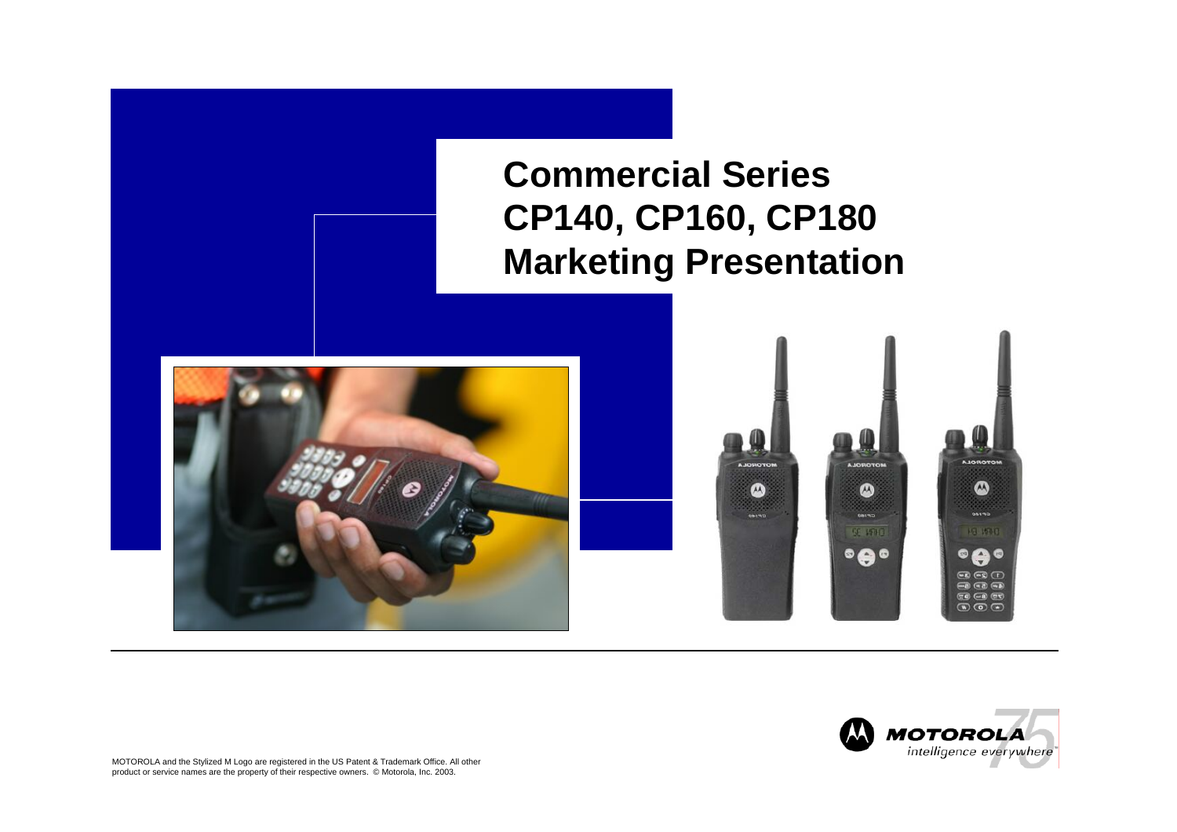# Commercial Series CP140, CP160, CP180 Marketing Presentation

MOTOROLA and the Stylized M Logo are registered in the US Patent & Trademark Office. All other product or service names are the property of their respective owners. © Motorola, Inc. 2003.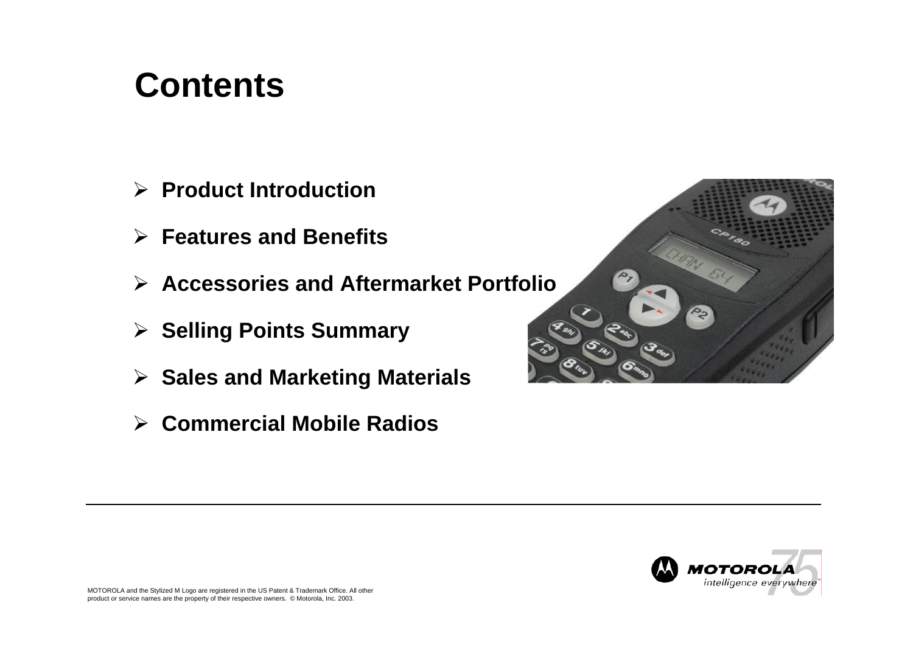# Contents

- **Product Introduction**
- **Features and Benefits**
- **Accessories and Aftermarket Portfolio**
- **Selling Points Summary**
- **Sales and Marketing Materials**
- **Commercial Mobile Radios**

MOTOROLA and the Stylized M Logo are registered in the US Patent & Trademark Office. All other product or service names are the property of their respective owners. © Motorola, Inc. 2003.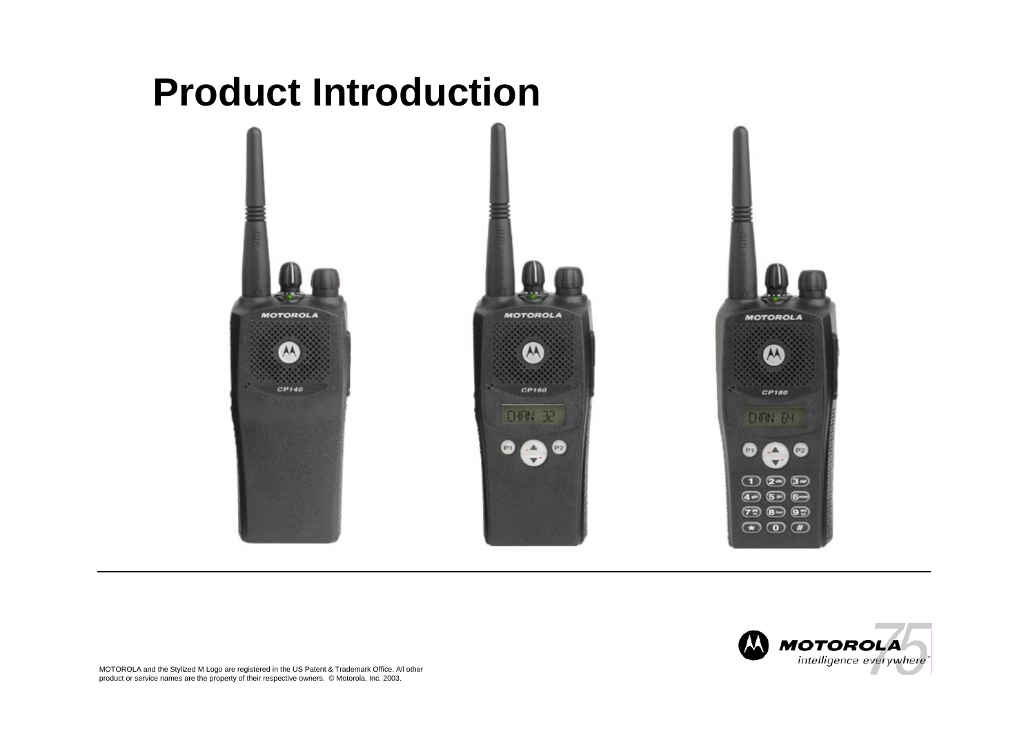# Product Introduction

MOTOROLA and the Stylized M Logo are registered in the US Patent & Trademark Office. All other product or service names are the property of their respective owners. © Motorola, Inc. 2003.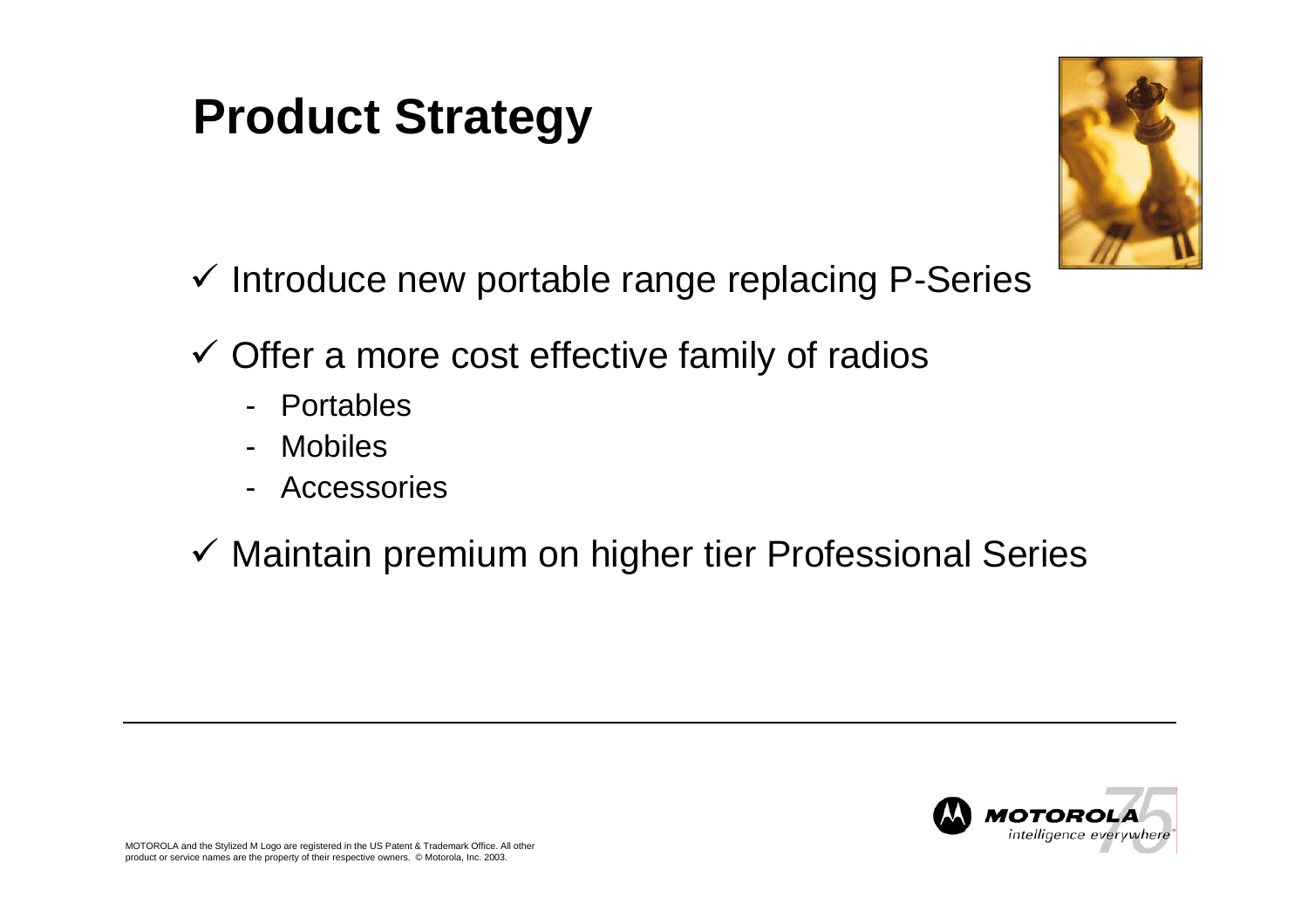# Product Strategy

- ✓ Introduce new portable range replacing P-Series
- ✓ Offer a more cost effective family of radios
  - Portables
  - Mobiles
  - Accessories
- ✓ Maintain premium on higher tier Professional Series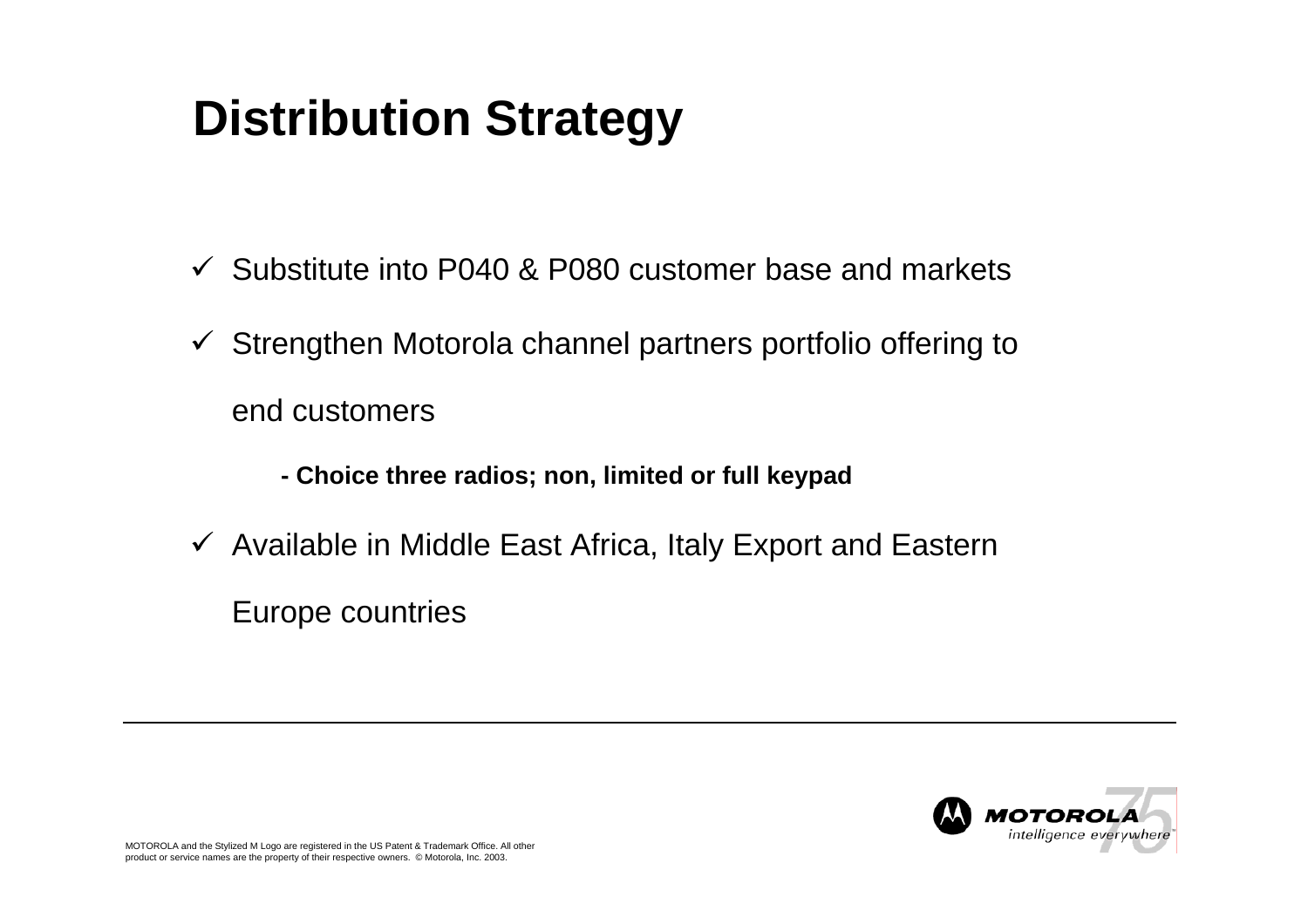# Distribution Strategy

- ✓ Substitute into P040 & P080 customer base and markets
- ✓ Strengthen Motorola channel partners portfolio offering to end customers
  - **- Choice three radios; non, limited or full keypad**
- ✓ Available in Middle East Africa, Italy Export and Eastern Europe countries

MOTOROLA and the Stylized M Logo are registered in the US Patent & Trademark Office. All other product or service names are the property of their respective owners. © Motorola, Inc. 2003.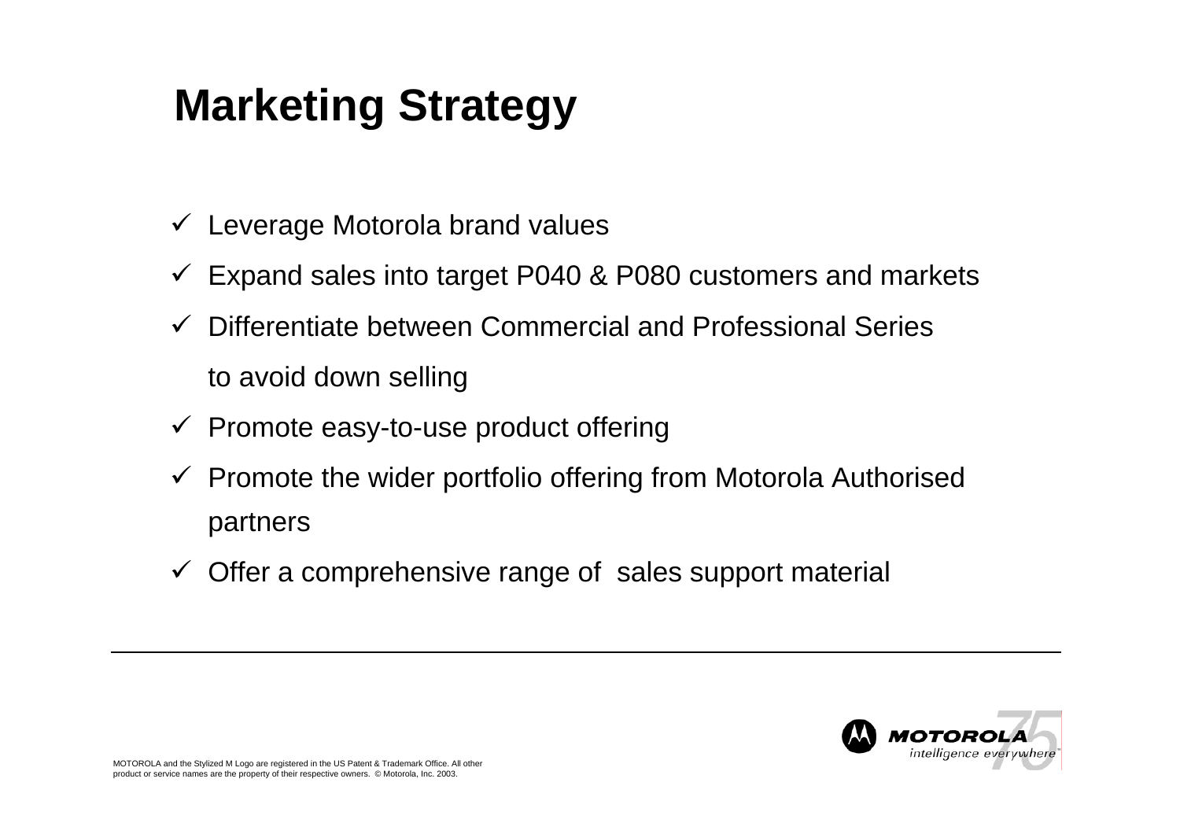# Marketing Strategy

- ✓ Leverage Motorola brand values
- ✓ Expand sales into target P040 & P080 customers and markets
- ✓ Differentiate between Commercial and Professional Series to avoid down selling
- ✓ Promote easy-to-use product offering
- ✓ Promote the wider portfolio offering from Motorola Authorised partners
- ✓ Offer a comprehensive range of sales support material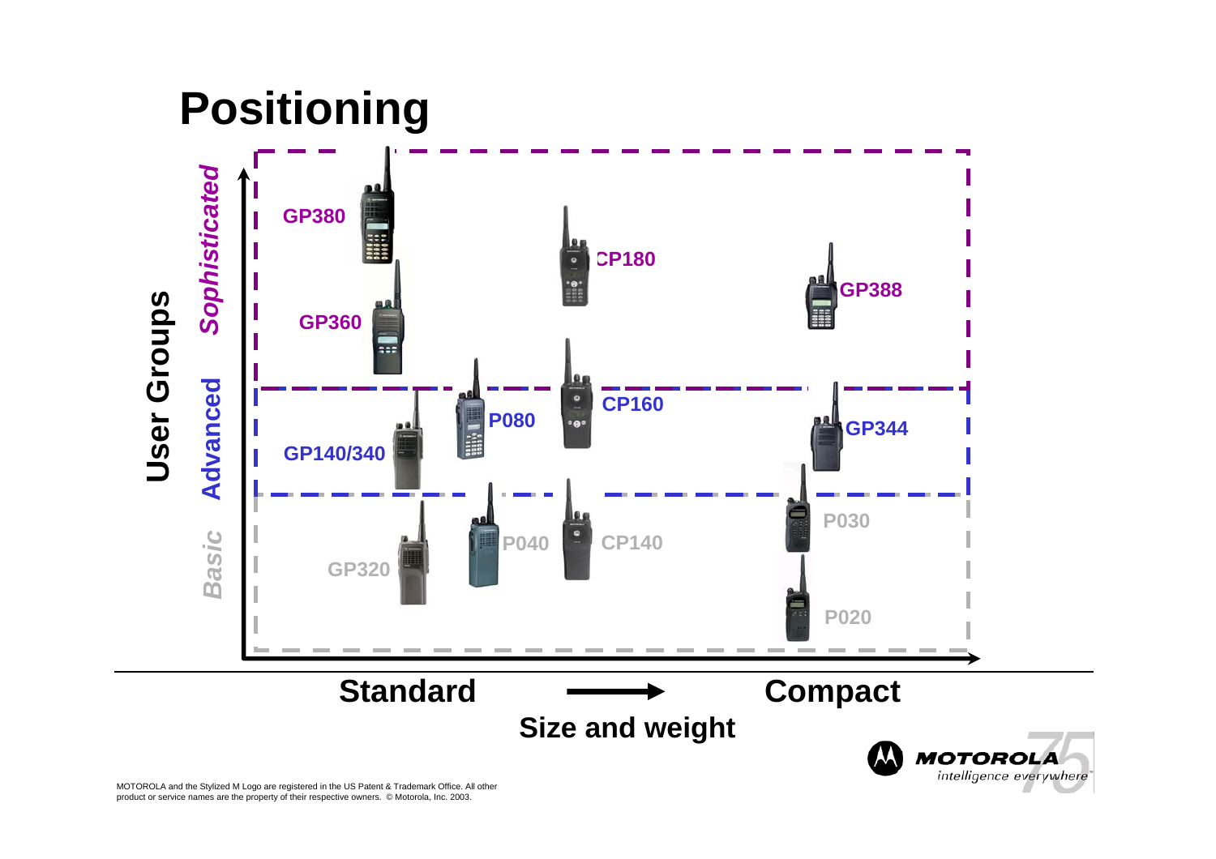# Positioning

**User Groups**

- *Sophisticated*: GP380, GP360, CP180, GP388
- Advanced: GP140/340, P080, CP160, GP344
- *Basic*: GP320, P040, CP140, P030, P020

**Standard** → **Compact**

**Size and weight**

MOTOROLA and the Stylized M Logo are registered in the US Patent & Trademark Office. All other product or service names are the property of their respective owners. © Motorola, Inc. 2003.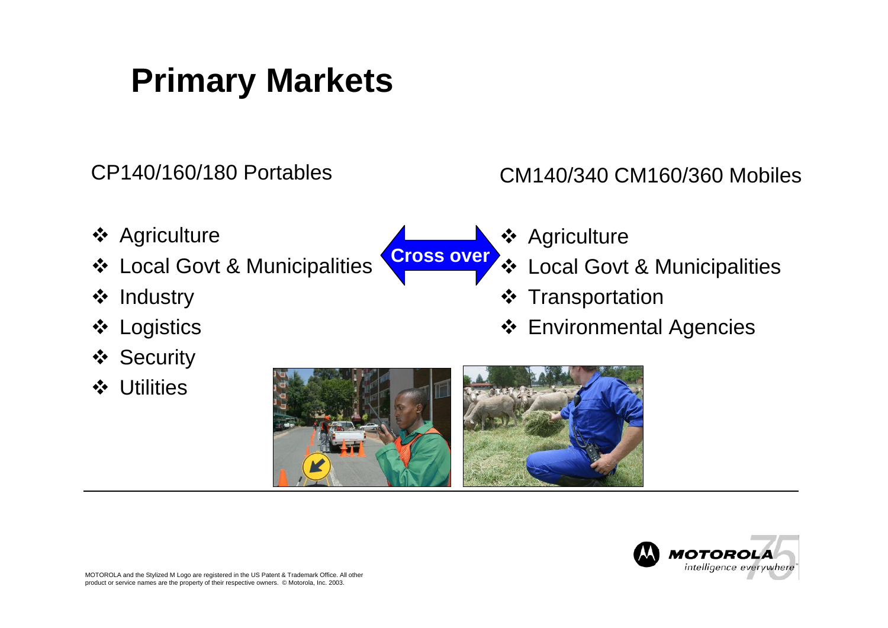# Primary Markets

CP140/160/180 Portables

- Agriculture
- Local Govt & Municipalities
- Industry
- Logistics
- Security
- Utilities

**Cross over**

CM140/340 CM160/360 Mobiles

- Agriculture
- Local Govt & Municipalities
- Transportation
- Environmental Agencies

MOTOROLA and the Stylized M Logo are registered in the US Patent & Trademark Office. All other product or service names are the property of their respective owners. © Motorola, Inc. 2003.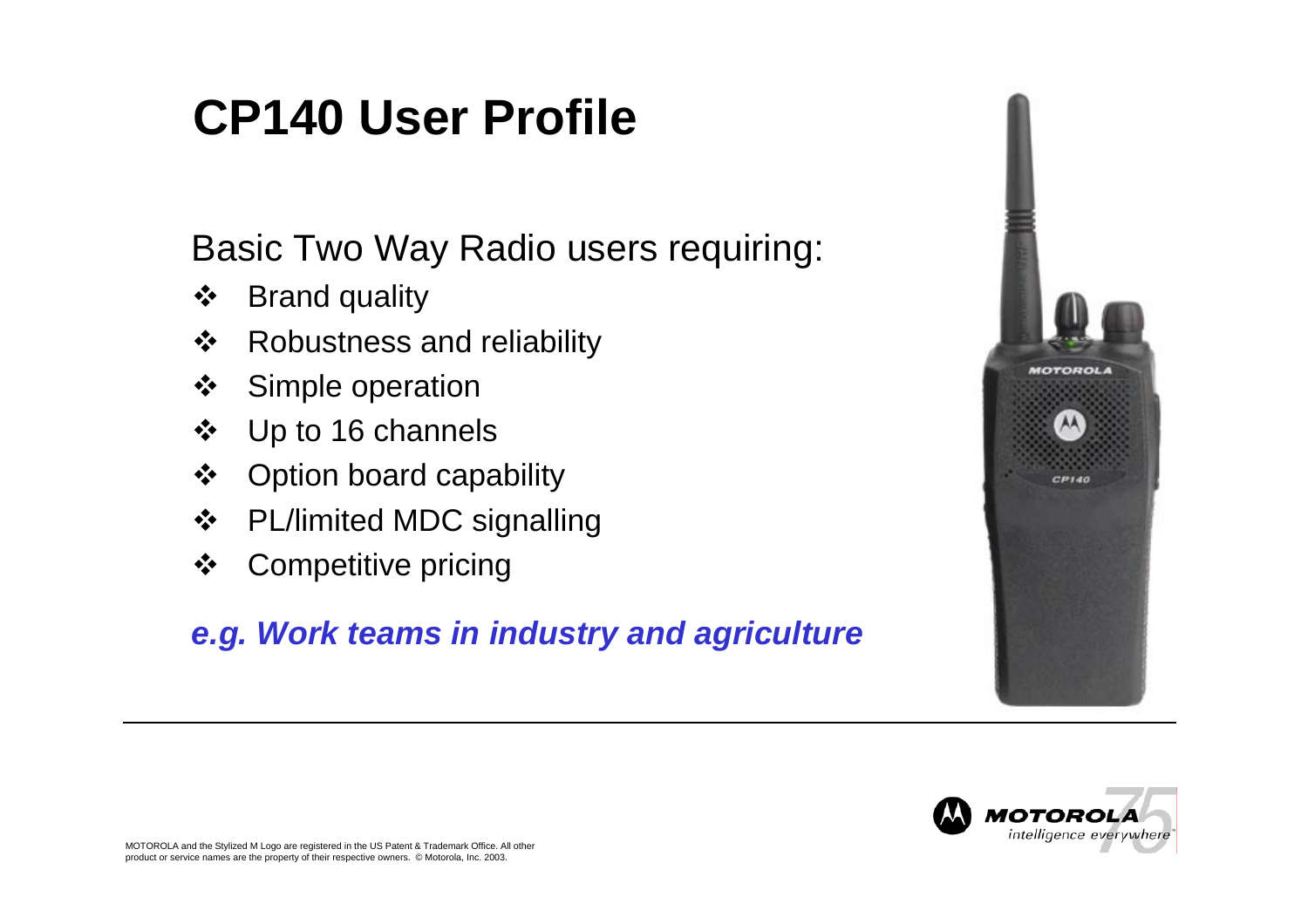# CP140 User Profile

Basic Two Way Radio users requiring:

- Brand quality
- Robustness and reliability
- Simple operation
- Up to 16 channels
- Option board capability
- PL/limited MDC signalling
- Competitive pricing

***e.g. Work teams in industry and agriculture***

MOTOROLA and the Stylized M Logo are registered in the US Patent & Trademark Office. All other product or service names are the property of their respective owners. © Motorola, Inc. 2003.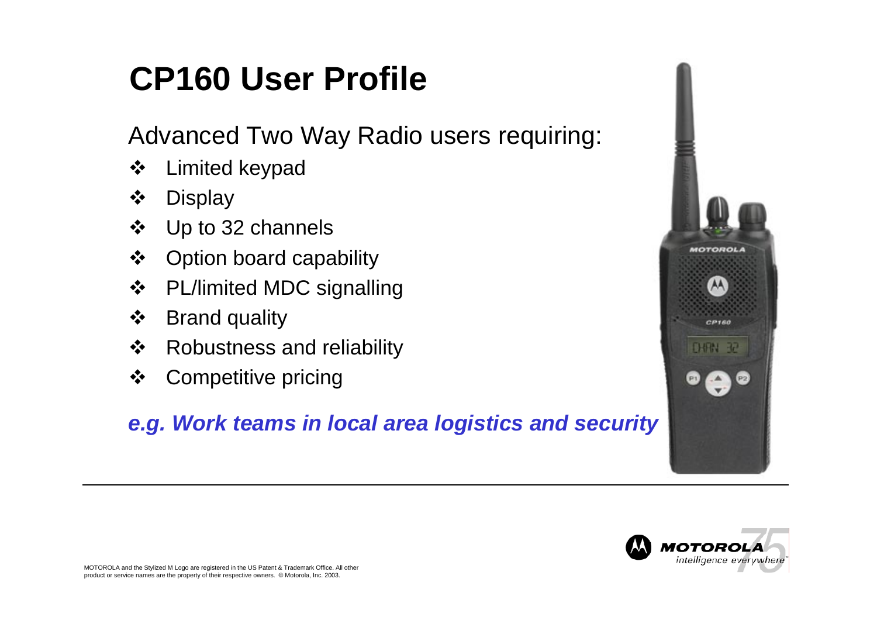# CP160 User Profile

Advanced Two Way Radio users requiring:

- Limited keypad
- Display
- Up to 32 channels
- Option board capability
- PL/limited MDC signalling
- Brand quality
- Robustness and reliability
- Competitive pricing

***e.g. Work teams in local area logistics and security***

MOTOROLA and the Stylized M Logo are registered in the US Patent & Trademark Office. All other product or service names are the property of their respective owners. © Motorola, Inc. 2003.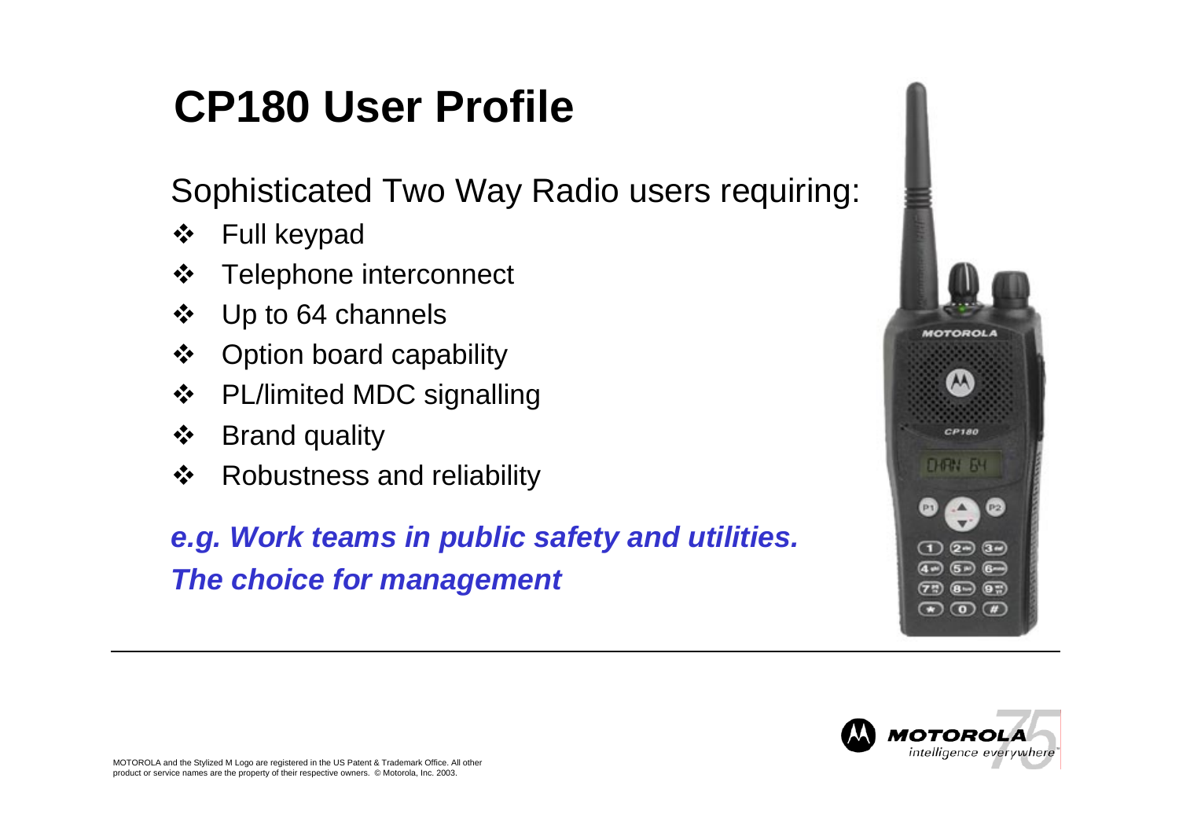# CP180 User Profile

Sophisticated Two Way Radio users requiring:

- Full keypad
- Telephone interconnect
- Up to 64 channels
- Option board capability
- PL/limited MDC signalling
- Brand quality
- Robustness and reliability

***e.g. Work teams in public safety and utilities.***
***The choice for management***

MOTOROLA and the Stylized M Logo are registered in the US Patent & Trademark Office. All other product or service names are the property of their respective owners. © Motorola, Inc. 2003.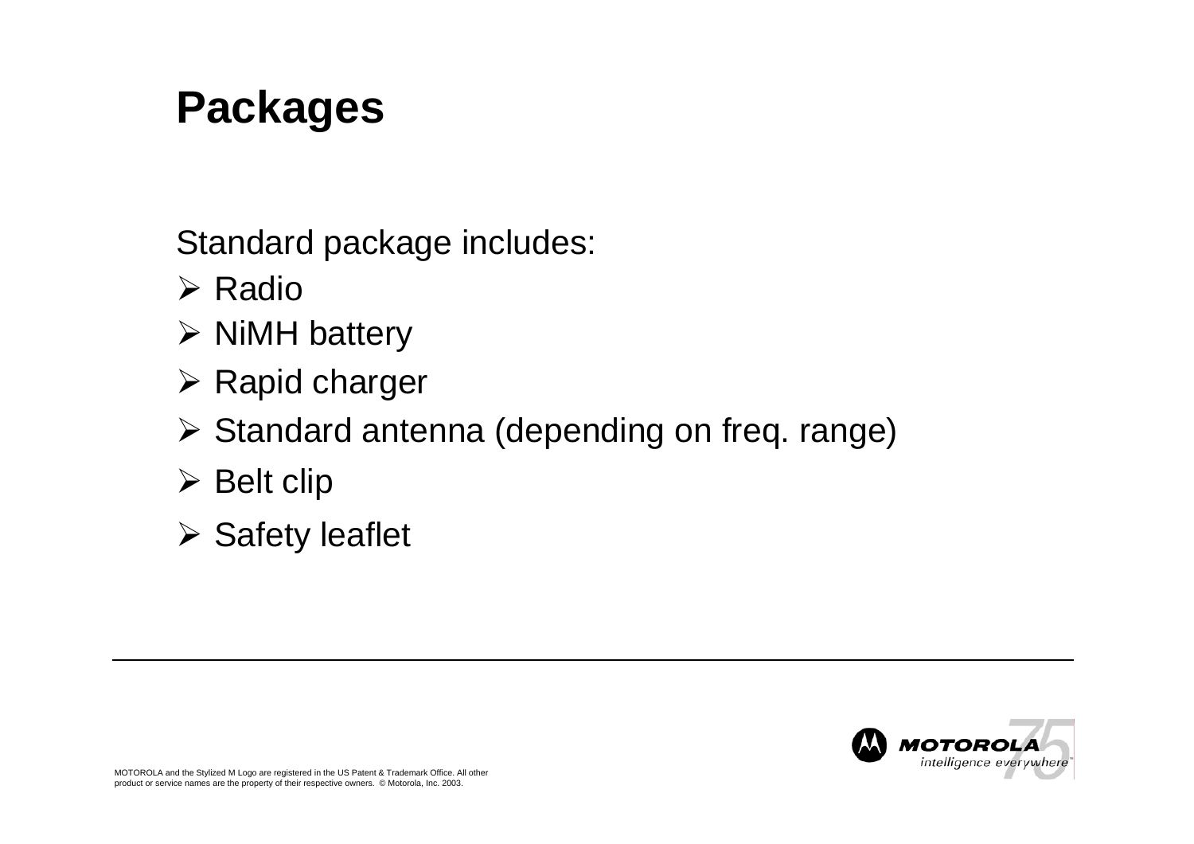# Packages

Standard package includes:

- Radio
- NiMH battery
- Rapid charger
- Standard antenna (depending on freq. range)
- Belt clip
- Safety leaflet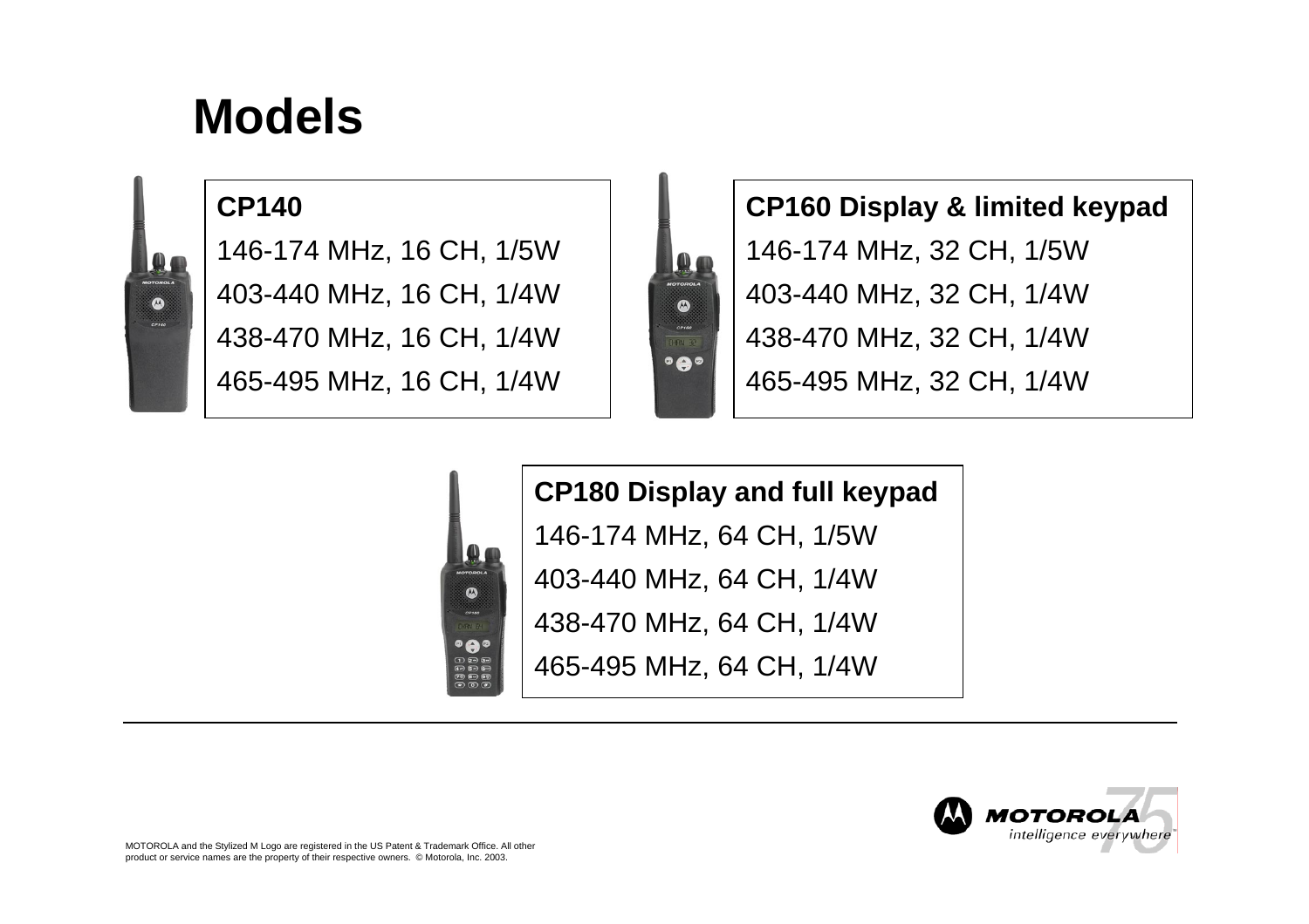# Models

**CP140**

146-174 MHz, 16 CH, 1/5W

403-440 MHz, 16 CH, 1/4W

438-470 MHz, 16 CH, 1/4W

465-495 MHz, 16 CH, 1/4W

**CP160 Display & limited keypad**

146-174 MHz, 32 CH, 1/5W

403-440 MHz, 32 CH, 1/4W

438-470 MHz, 32 CH, 1/4W

465-495 MHz, 32 CH, 1/4W

**CP180 Display and full keypad**

146-174 MHz, 64 CH, 1/5W

403-440 MHz, 64 CH, 1/4W

438-470 MHz, 64 CH, 1/4W

465-495 MHz, 64 CH, 1/4W

MOTOROLA and the Stylized M Logo are registered in the US Patent & Trademark Office. All other product or service names are the property of their respective owners. © Motorola, Inc. 2003.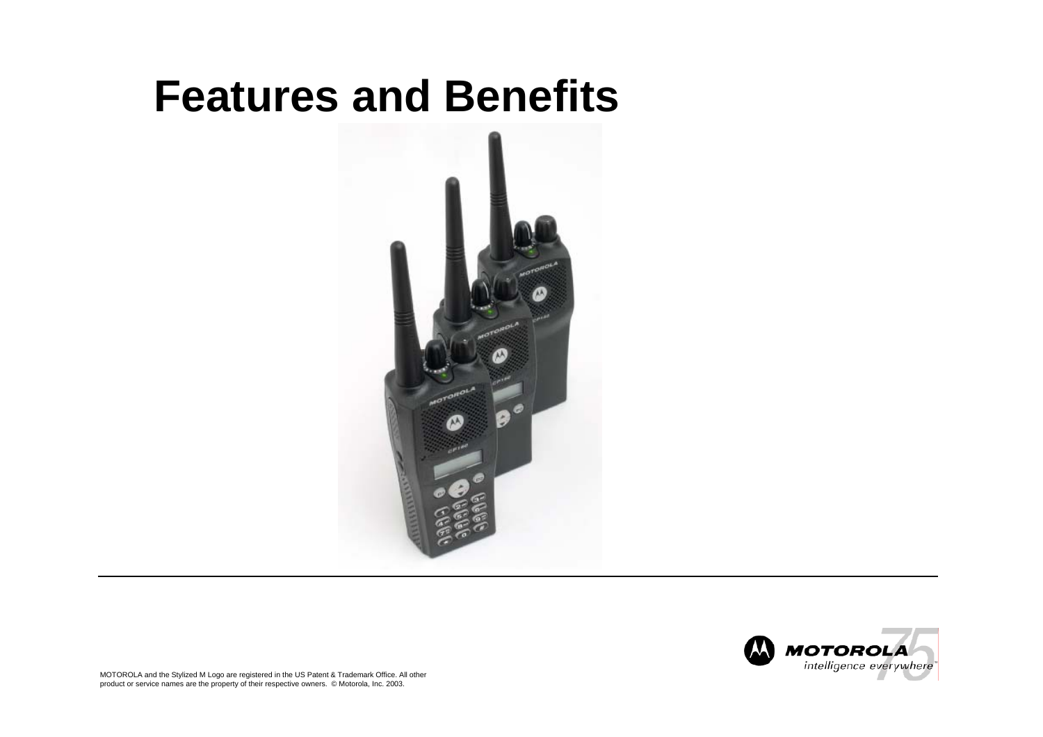# Features and Benefits

MOTOROLA and the Stylized M Logo are registered in the US Patent & Trademark Office. All other product or service names are the property of their respective owners. © Motorola, Inc. 2003.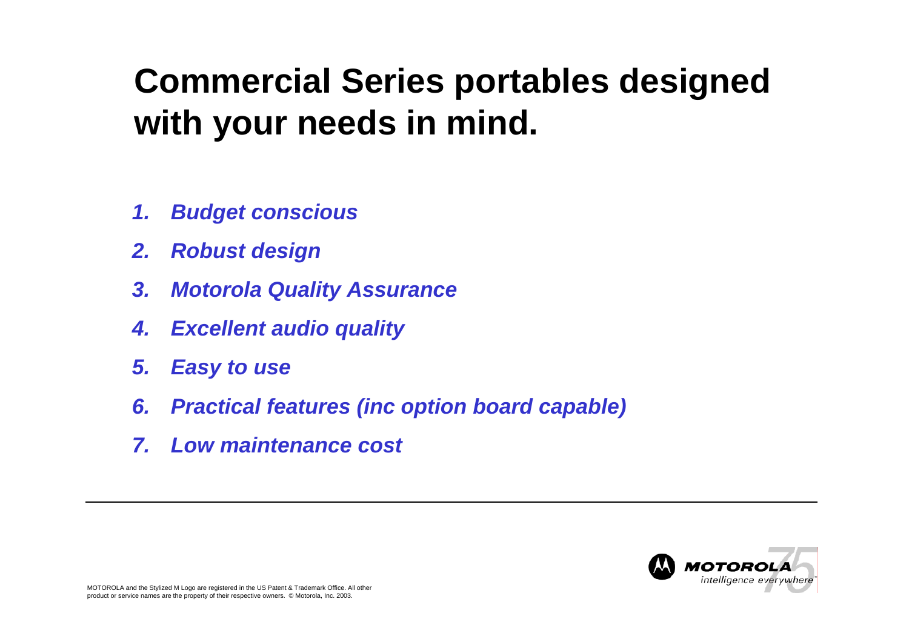# Commercial Series portables designed with your needs in mind.

1. ***Budget conscious***
2. ***Robust design***
3. ***Motorola Quality Assurance***
4. ***Excellent audio quality***
5. ***Easy to use***
6. ***Practical features (inc option board capable)***
7. ***Low maintenance cost***

MOTOROLA and the Stylized M Logo are registered in the US Patent & Trademark Office. All other product or service names are the property of their respective owners. © Motorola, Inc. 2003.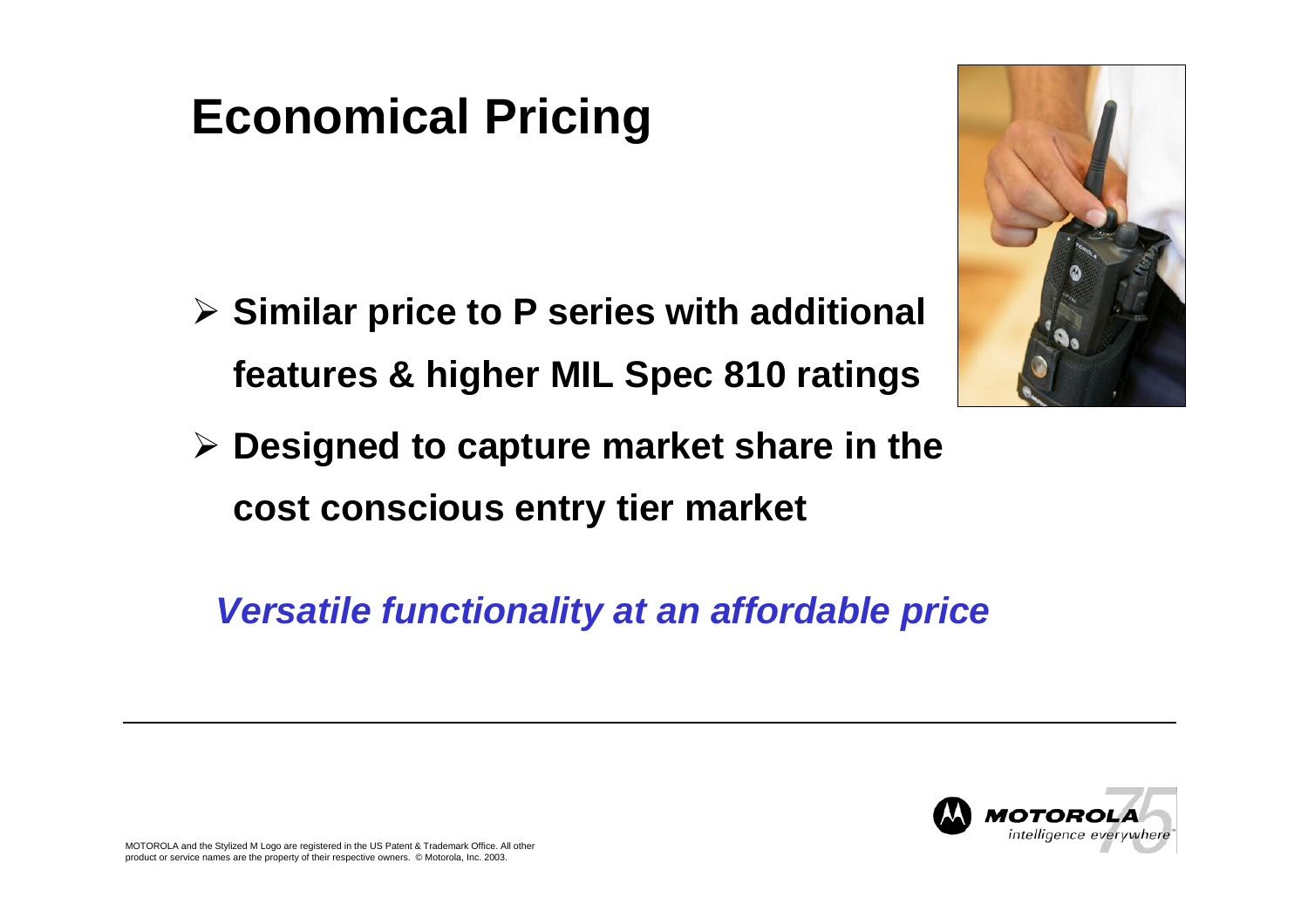# Economical Pricing

- **Similar price to P series with additional features & higher MIL Spec 810 ratings**
- **Designed to capture market share in the cost conscious entry tier market**

***Versatile functionality at an affordable price***

MOTOROLA and the Stylized M Logo are registered in the US Patent & Trademark Office. All other product or service names are the property of their respective owners. © Motorola, Inc. 2003.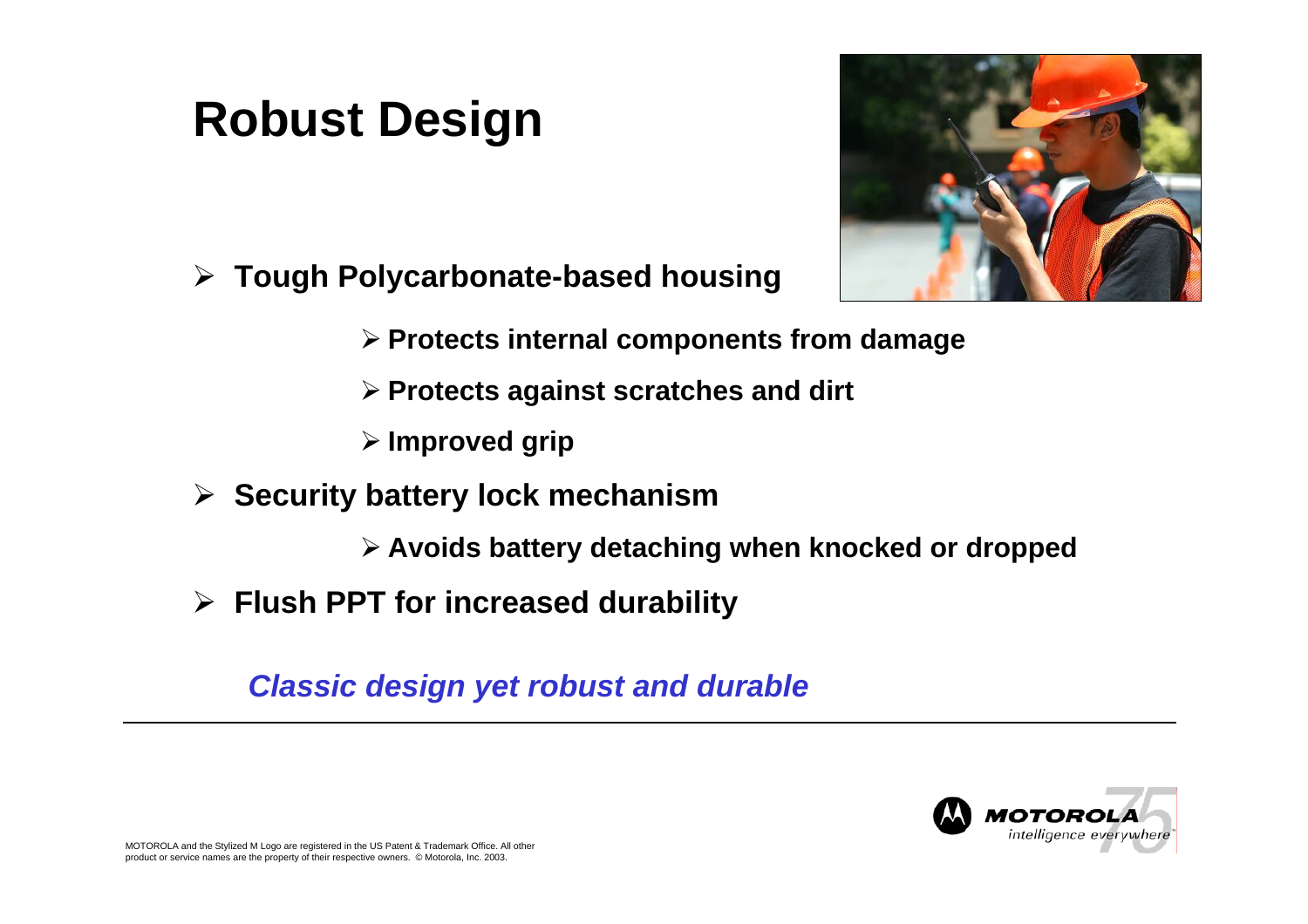# Robust Design

- **Tough Polycarbonate-based housing**
  - **Protects internal components from damage**
  - **Protects against scratches and dirt**
  - **Improved grip**
- **Security battery lock mechanism**
  - **Avoids battery detaching when knocked or dropped**
- **Flush PPT for increased durability**

***Classic design yet robust and durable***

MOTOROLA and the Stylized M Logo are registered in the US Patent & Trademark Office. All other product or service names are the property of their respective owners. © Motorola, Inc. 2003.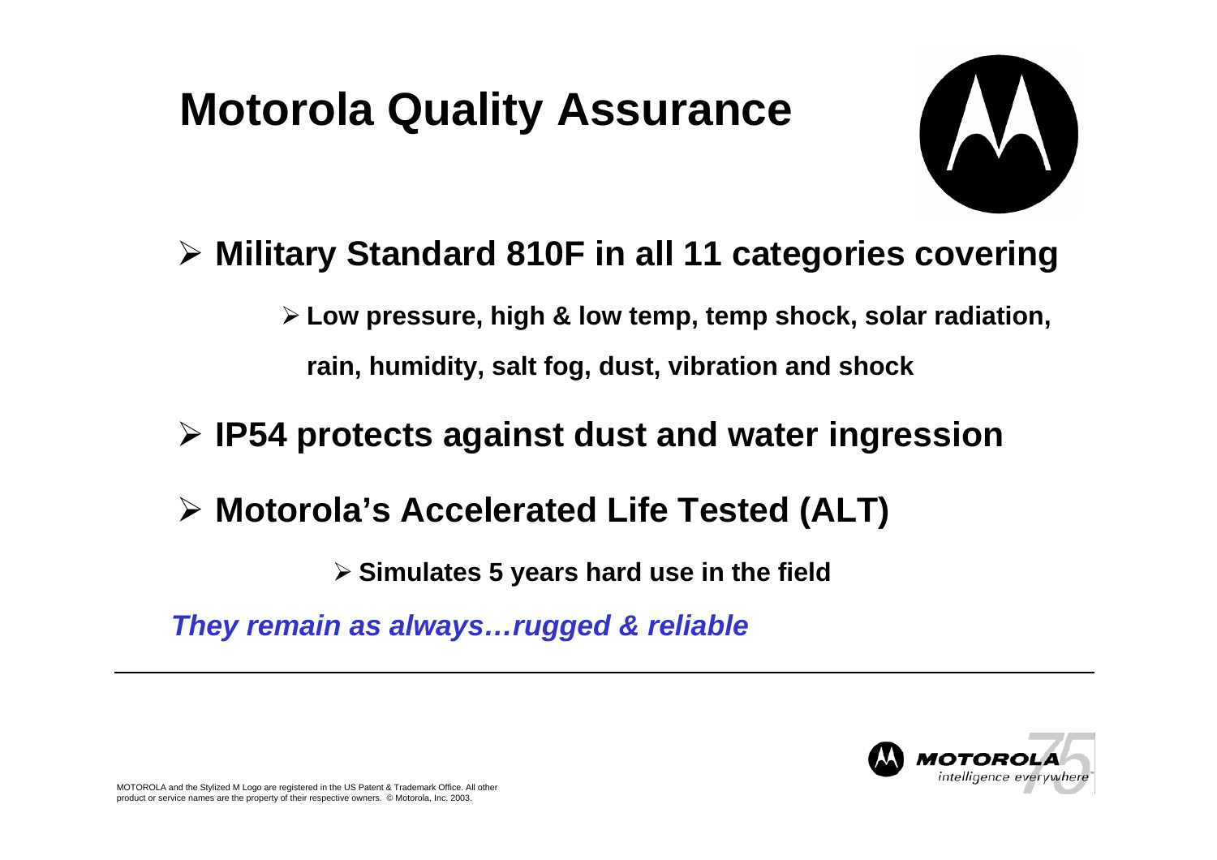# Motorola Quality Assurance

- **Military Standard 810F in all 11 categories covering**
  - **Low pressure, high & low temp, temp shock, solar radiation, rain, humidity, salt fog, dust, vibration and shock**
- **IP54 protects against dust and water ingression**
- **Motorola's Accelerated Life Tested (ALT)**
  - **Simulates 5 years hard use in the field**

***They remain as always…rugged & reliable***

MOTOROLA and the Stylized M Logo are registered in the US Patent & Trademark Office. All other product or service names are the property of their respective owners. © Motorola, Inc. 2003.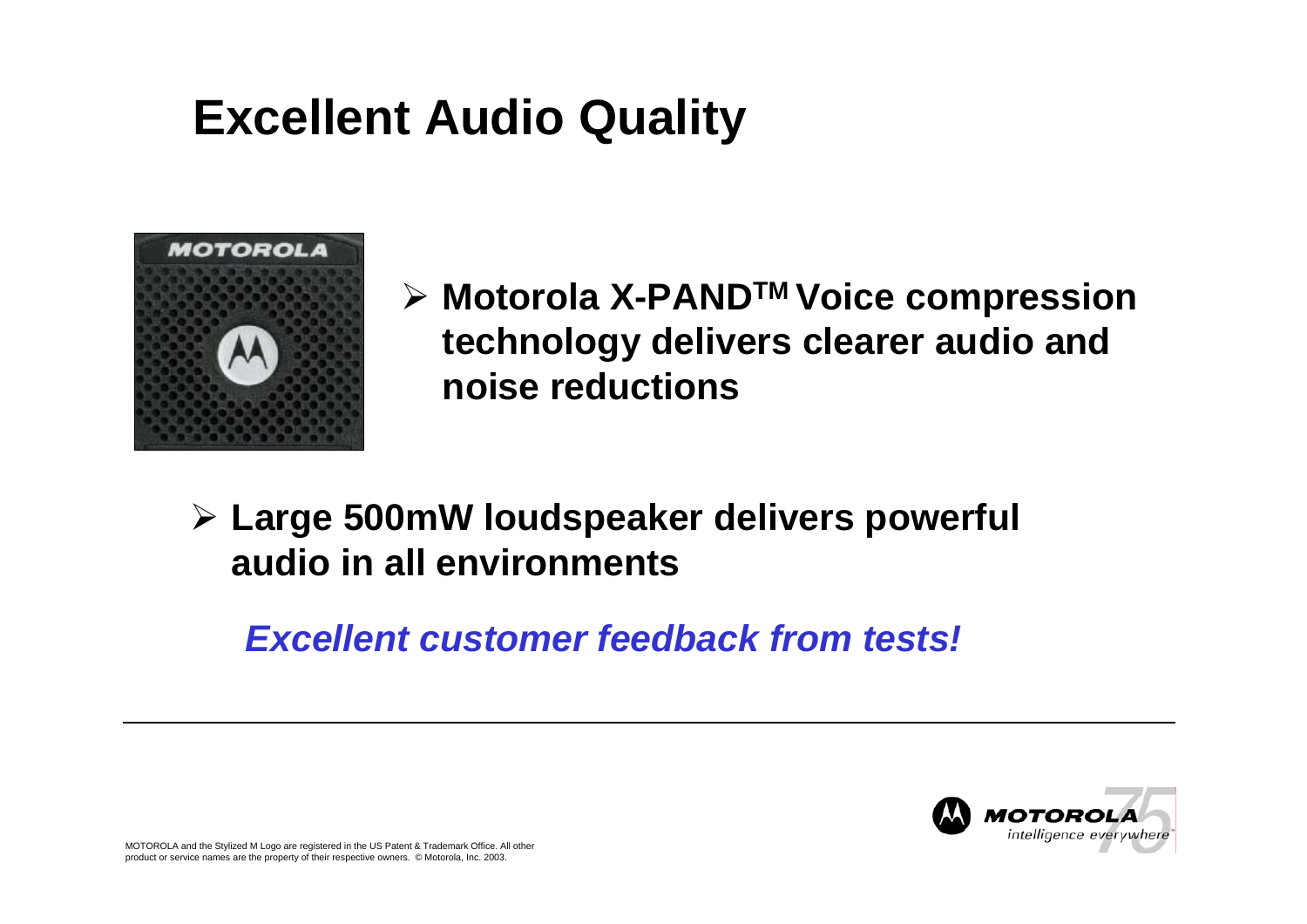# Excellent Audio Quality

- **Motorola X-PAND™ Voice compression technology delivers clearer audio and noise reductions**

- **Large 500mW loudspeaker delivers powerful audio in all environments**

***Excellent customer feedback from tests!***

MOTOROLA and the Stylized M Logo are registered in the US Patent & Trademark Office. All other product or service names are the property of their respective owners. © Motorola, Inc. 2003.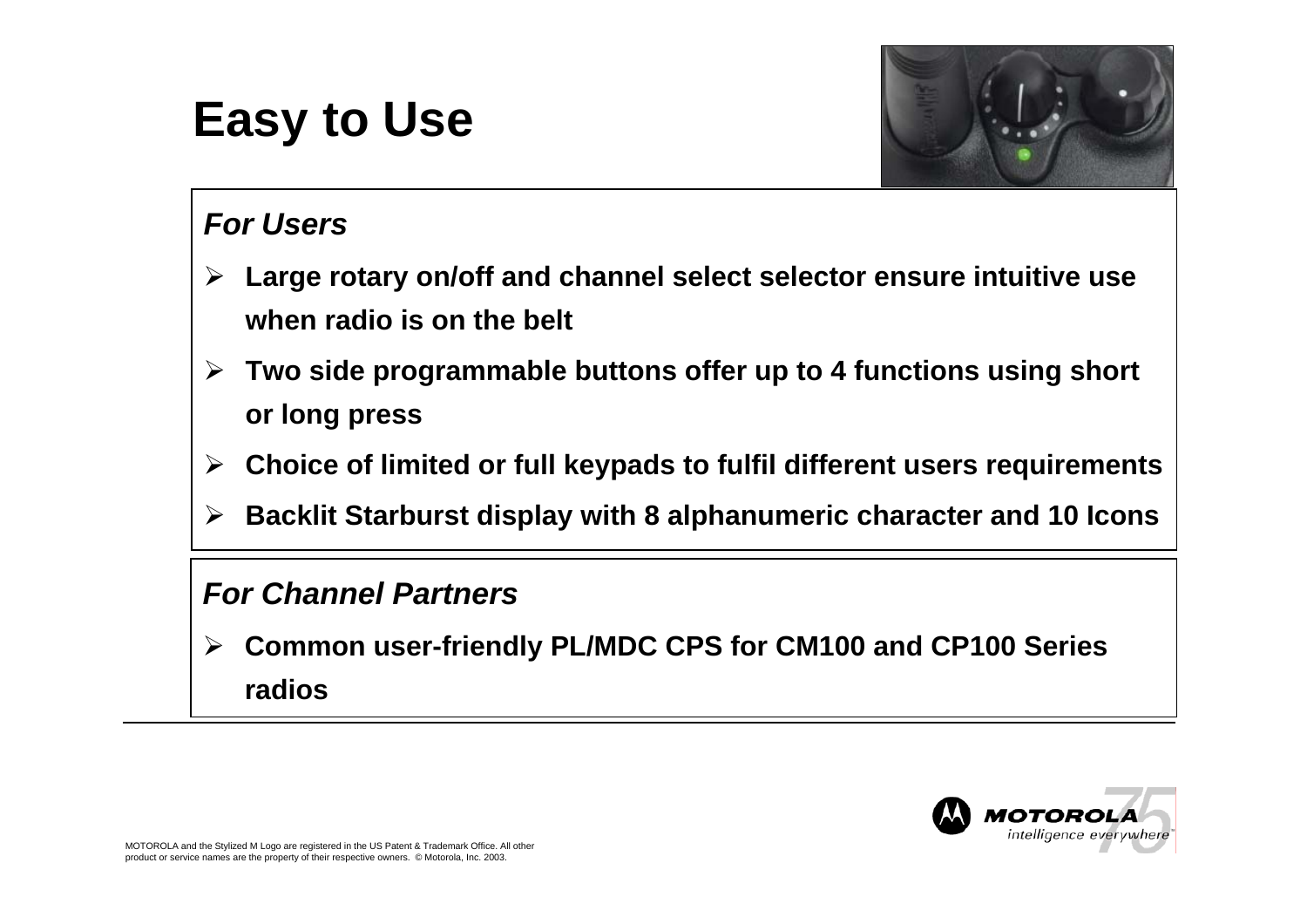# Easy to Use

***For Users***

- **Large rotary on/off and channel select selector ensure intuitive use when radio is on the belt**
- **Two side programmable buttons offer up to 4 functions using short or long press**
- **Choice of limited or full keypads to fulfil different users requirements**
- **Backlit Starburst display with 8 alphanumeric character and 10 Icons**

***For Channel Partners***

- **Common user-friendly PL/MDC CPS for CM100 and CP100 Series radios**

MOTOROLA and the Stylized M Logo are registered in the US Patent & Trademark Office. All other product or service names are the property of their respective owners. © Motorola, Inc. 2003.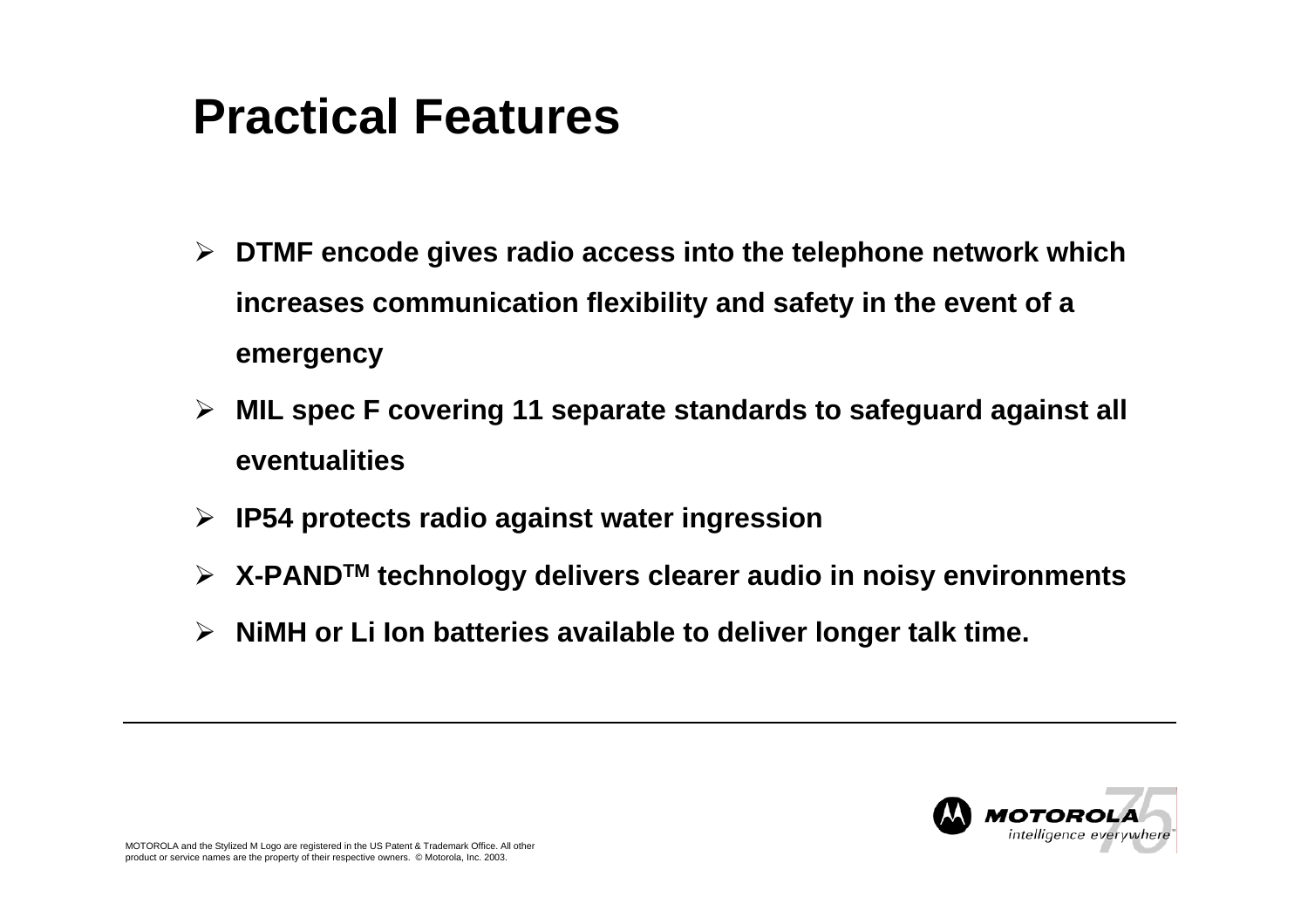# Practical Features

- **DTMF encode gives radio access into the telephone network which increases communication flexibility and safety in the event of a emergency**
- **MIL spec F covering 11 separate standards to safeguard against all eventualities**
- **IP54 protects radio against water ingression**
- **X-PAND[TM] technology delivers clearer audio in noisy environments**
- **NiMH or Li Ion batteries available to deliver longer talk time.**

MOTOROLA and the Stylized M Logo are registered in the US Patent & Trademark Office. All other product or service names are the property of their respective owners. © Motorola, Inc. 2003.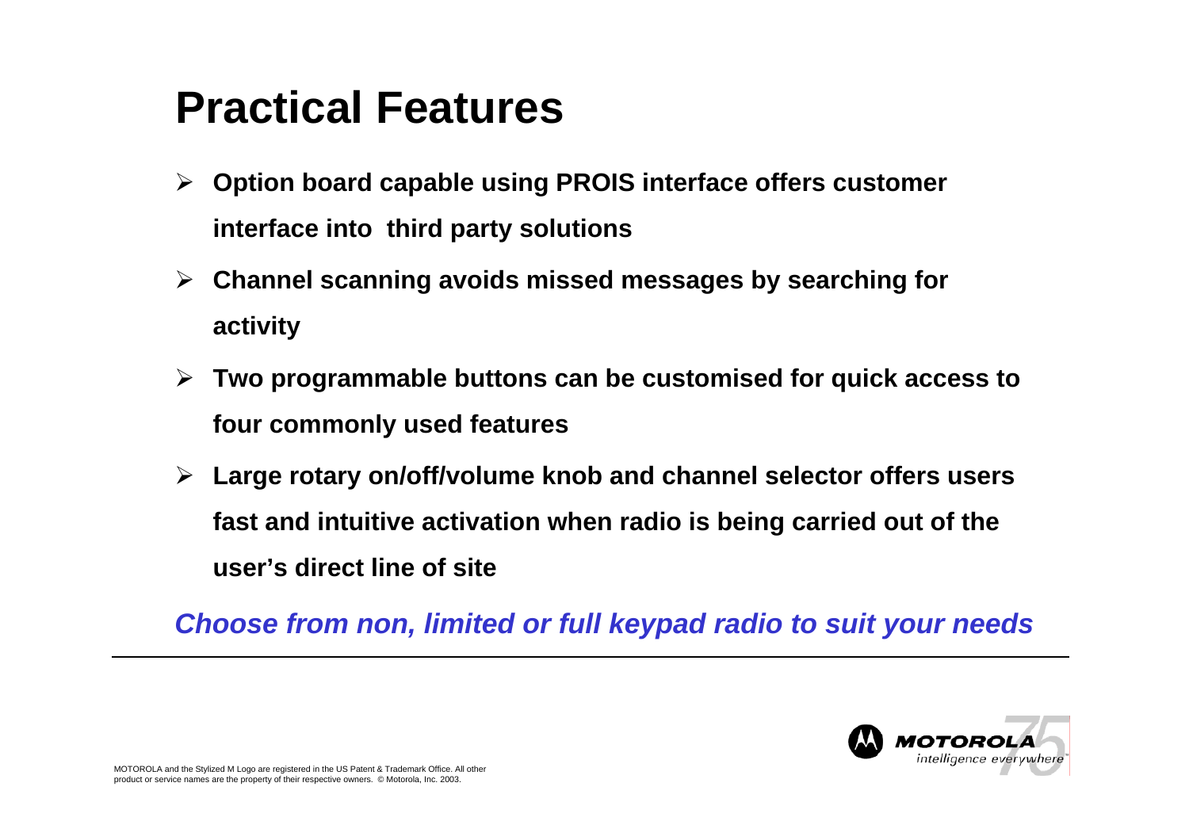# Practical Features

- **Option board capable using PROIS interface offers customer interface into third party solutions**
- **Channel scanning avoids missed messages by searching for activity**
- **Two programmable buttons can be customised for quick access to four commonly used features**
- **Large rotary on/off/volume knob and channel selector offers users fast and intuitive activation when radio is being carried out of the user's direct line of site**

***Choose from non, limited or full keypad radio to suit your needs***

---

MOTOROLA and the Stylized M Logo are registered in the US Patent & Trademark Office. All other product or service names are the property of their respective owners. © Motorola, Inc. 2003.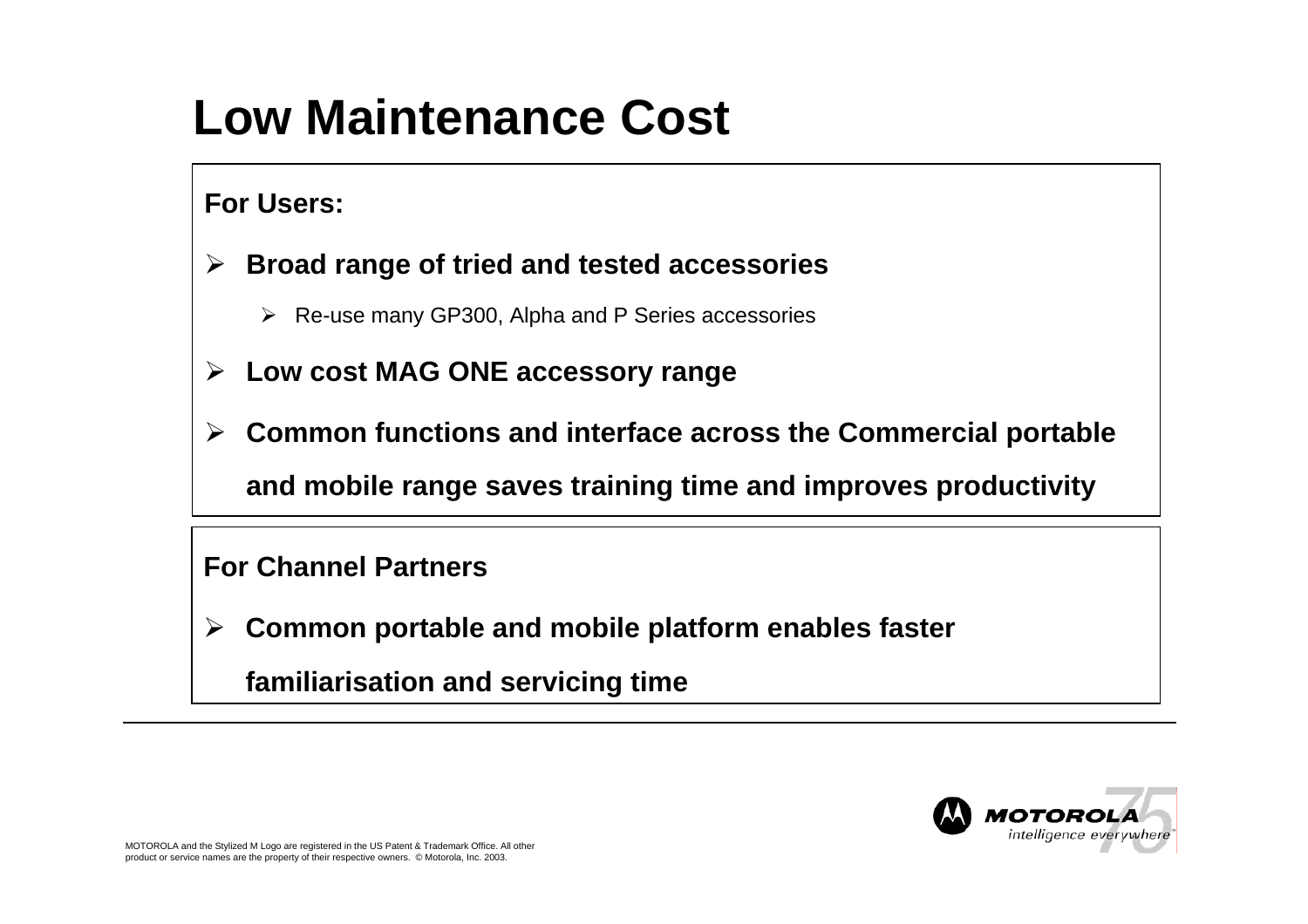# Low Maintenance Cost

**For Users:**

- **Broad range of tried and tested accessories**
  - Re-use many GP300, Alpha and P Series accessories
- **Low cost MAG ONE accessory range**
- **Common functions and interface across the Commercial portable and mobile range saves training time and improves productivity**

**For Channel Partners**

- **Common portable and mobile platform enables faster familiarisation and servicing time**

MOTOROLA and the Stylized M Logo are registered in the US Patent & Trademark Office. All other product or service names are the property of their respective owners. © Motorola, Inc. 2003.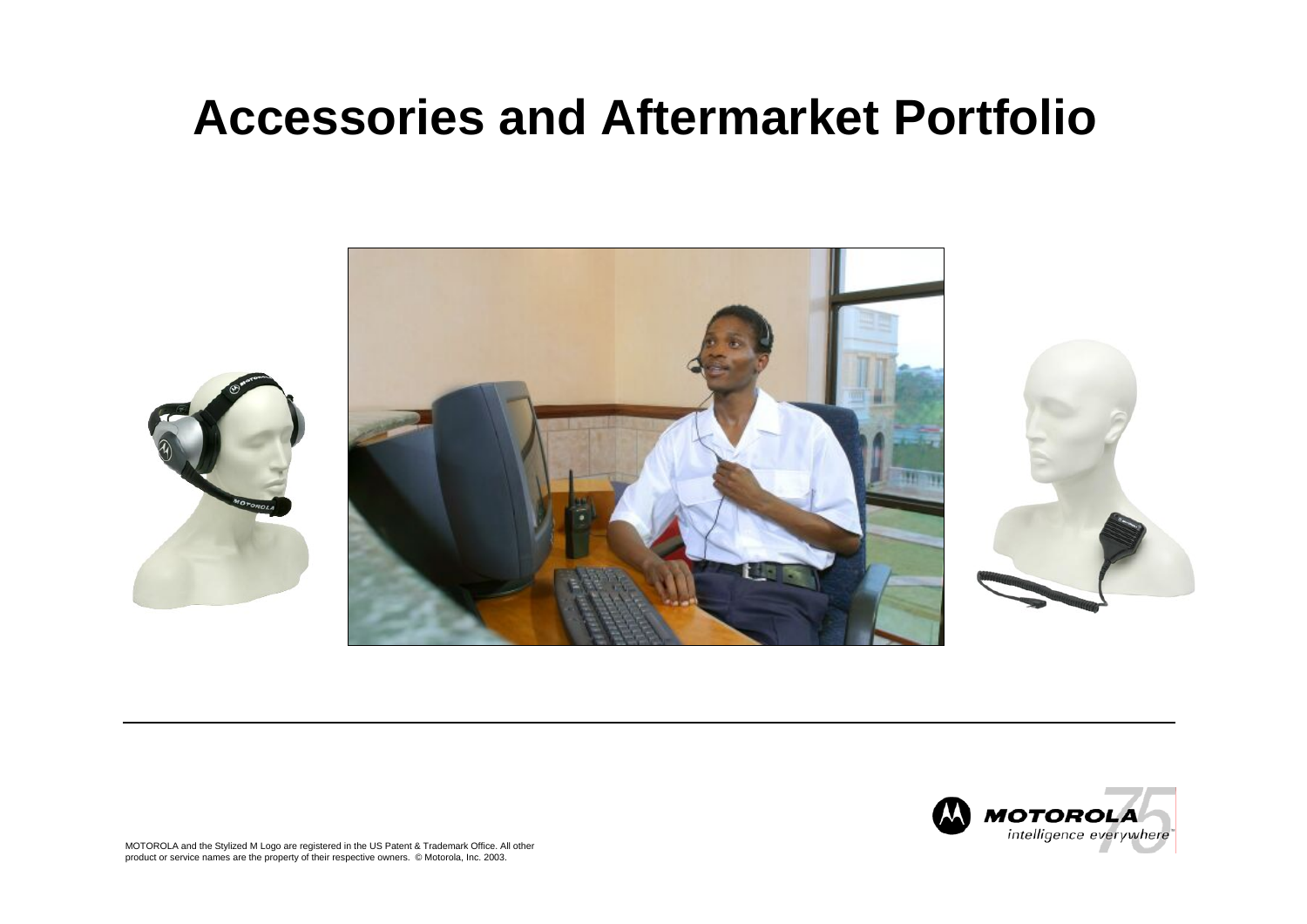# Accessories and Aftermarket Portfolio

MOTOROLA and the Stylized M Logo are registered in the US Patent & Trademark Office. All other product or service names are the property of their respective owners. © Motorola, Inc. 2003.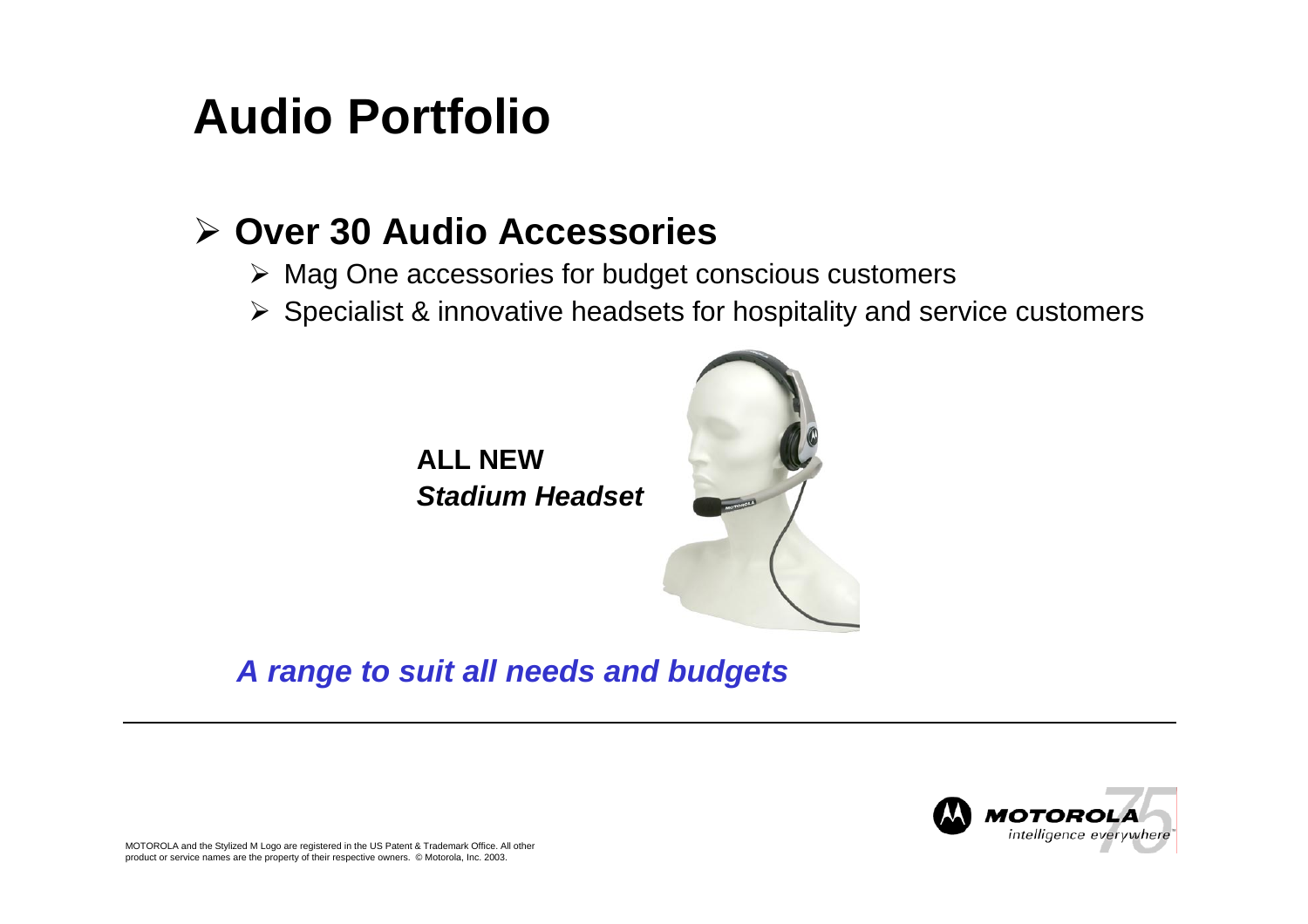# Audio Portfolio

- **Over 30 Audio Accessories**
  - Mag One accessories for budget conscious customers
  - Specialist & innovative headsets for hospitality and service customers

**ALL NEW**
***Stadium Headset***

***A range to suit all needs and budgets***

MOTOROLA and the Stylized M Logo are registered in the US Patent & Trademark Office. All other product or service names are the property of their respective owners. © Motorola, Inc. 2003.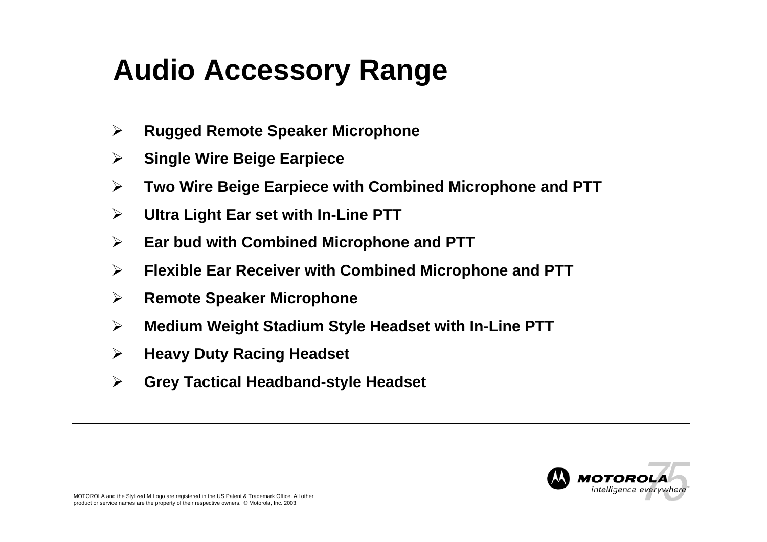# Audio Accessory Range

- **Rugged Remote Speaker Microphone**
- **Single Wire Beige Earpiece**
- **Two Wire Beige Earpiece with Combined Microphone and PTT**
- **Ultra Light Ear set with In-Line PTT**
- **Ear bud with Combined Microphone and PTT**
- **Flexible Ear Receiver with Combined Microphone and PTT**
- **Remote Speaker Microphone**
- **Medium Weight Stadium Style Headset with In-Line PTT**
- **Heavy Duty Racing Headset**
- **Grey Tactical Headband-style Headset**

MOTOROLA and the Stylized M Logo are registered in the US Patent & Trademark Office. All other product or service names are the property of their respective owners. © Motorola, Inc. 2003.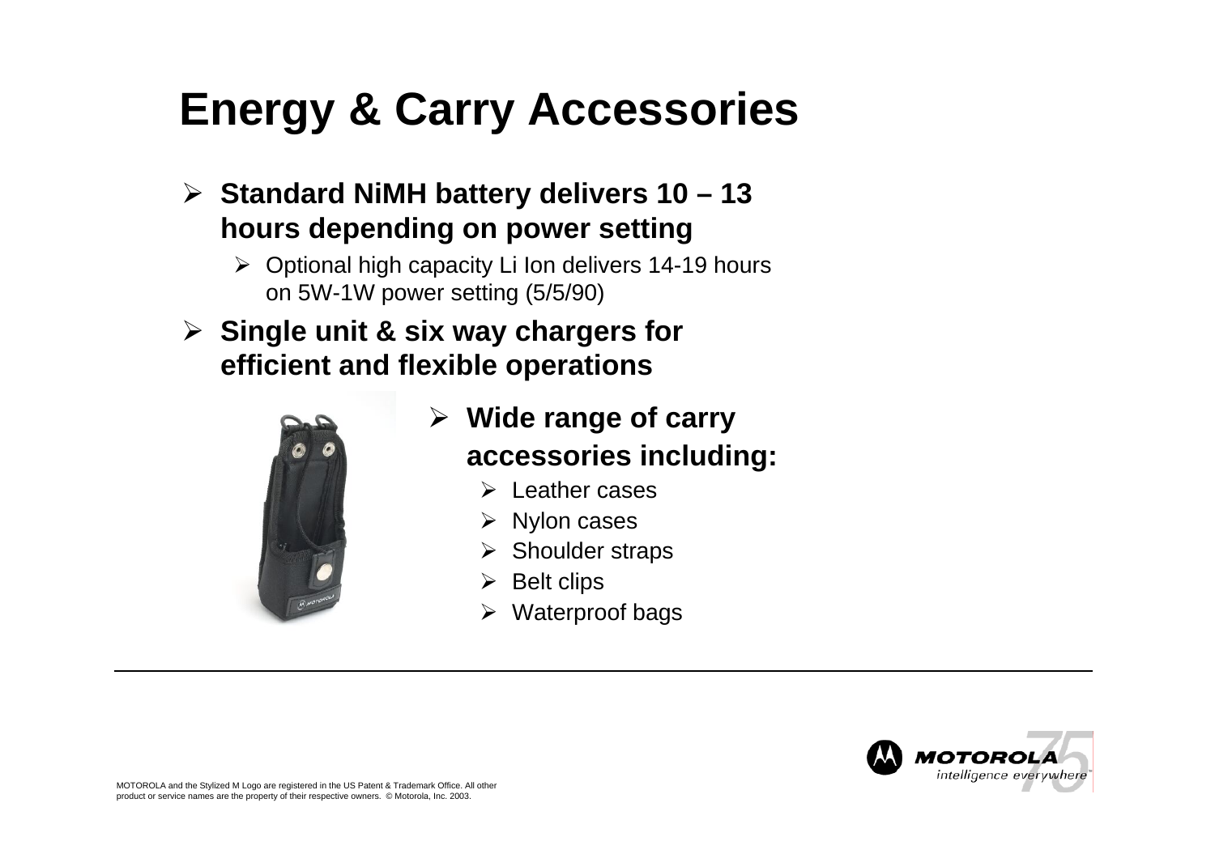# Energy & Carry Accessories

- **Standard NiMH battery delivers 10 – 13 hours depending on power setting**
  - Optional high capacity Li Ion delivers 14-19 hours on 5W-1W power setting (5/5/90)
- **Single unit & six way chargers for efficient and flexible operations**
- **Wide range of carry accessories including:**
  - Leather cases
  - Nylon cases
  - Shoulder straps
  - Belt clips
  - Waterproof bags

MOTOROLA and the Stylized M Logo are registered in the US Patent & Trademark Office. All other product or service names are the property of their respective owners. © Motorola, Inc. 2003.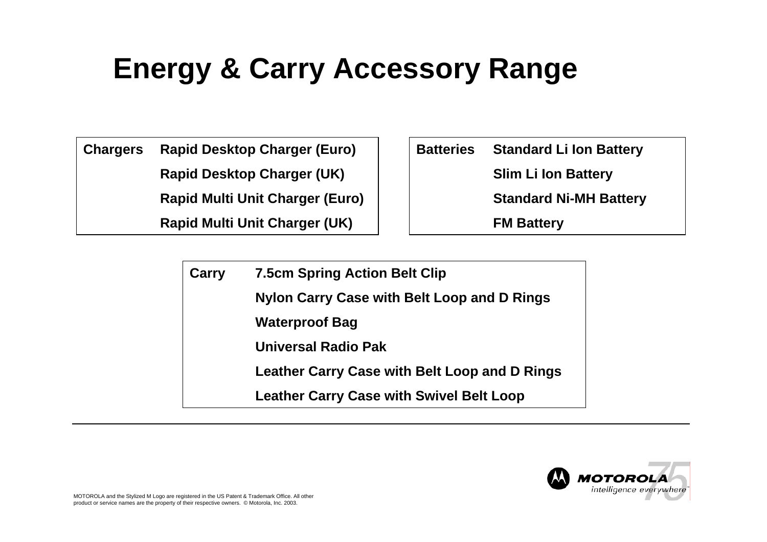# Energy & Carry Accessory Range

| Chargers | |
|---|---|
| | Rapid Desktop Charger (Euro) |
| | Rapid Desktop Charger (UK) |
| | Rapid Multi Unit Charger (Euro) |
| | Rapid Multi Unit Charger (UK) |

| Batteries | |
|---|---|
| | Standard Li Ion Battery |
| | Slim Li Ion Battery |
| | Standard Ni-MH Battery |
| | FM Battery |

| Carry | |
|---|---|
| | 7.5cm Spring Action Belt Clip |
| | Nylon Carry Case with Belt Loop and D Rings |
| | Waterproof Bag |
| | Universal Radio Pak |
| | Leather Carry Case with Belt Loop and D Rings |
| | Leather Carry Case with Swivel Belt Loop |

MOTOROLA and the Stylized M Logo are registered in the US Patent & Trademark Office. All other product or service names are the property of their respective owners. © Motorola, Inc. 2003.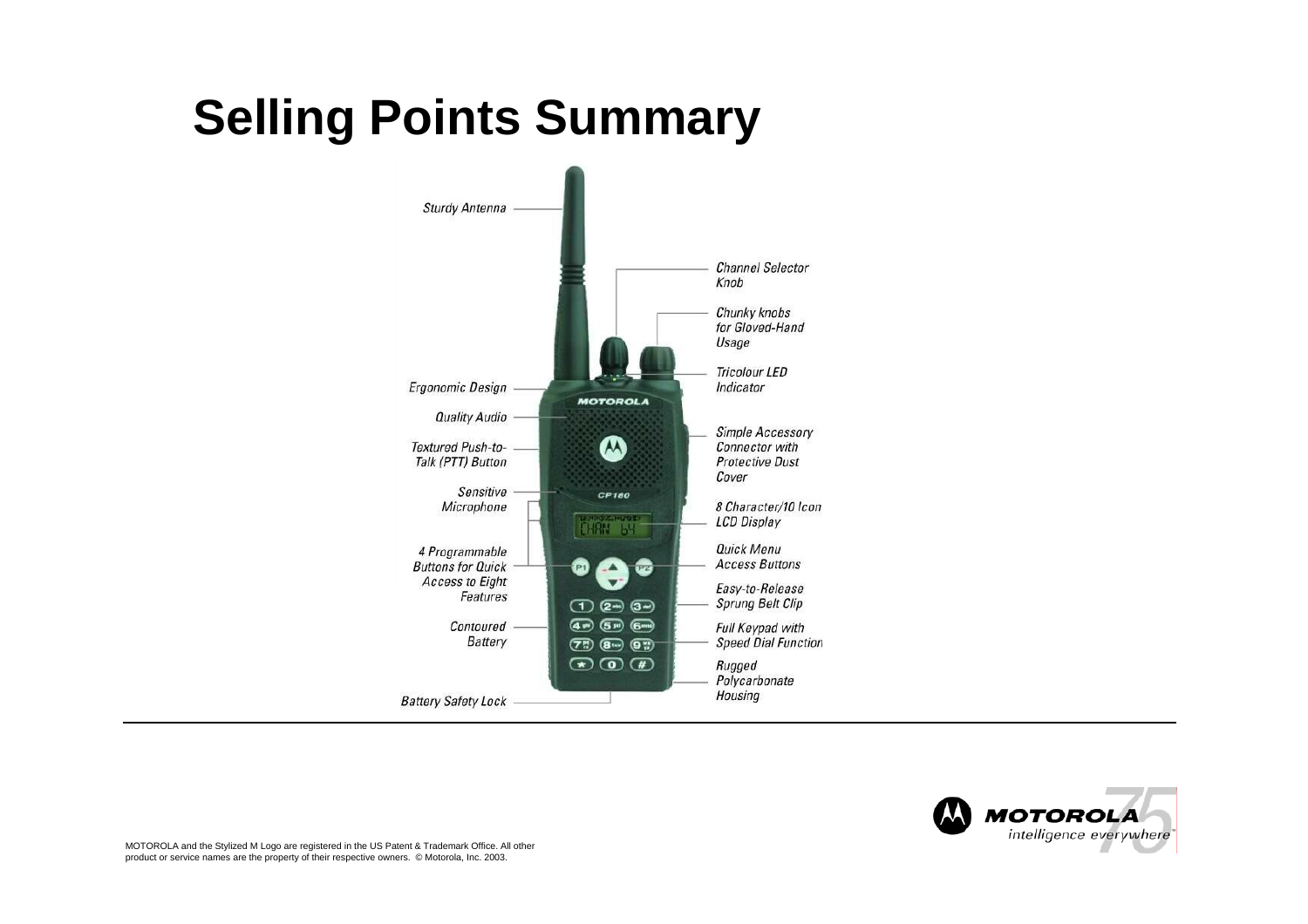# Selling Points Summary

- Sturdy Antenna
- Ergonomic Design
- Quality Audio
- Textured Push-to-Talk (PTT) Button
- Sensitive Microphone
- 4 Programmable Buttons for Quick Access to Eight Features
- Contoured Battery
- Battery Safety Lock
- Channel Selector Knob
- Chunky knobs for Gloved-Hand Usage
- Tricolour LED Indicator
- Simple Accessory Connector with Protective Dust Cover
- 8 Character/10 Icon LCD Display
- Quick Menu Access Buttons
- Easy-to-Release Sprung Belt Clip
- Full Keypad with Speed Dial Function
- Rugged Polycarbonate Housing

MOTOROLA and the Stylized M Logo are registered in the US Patent & Trademark Office. All other product or service names are the property of their respective owners. © Motorola, Inc. 2003.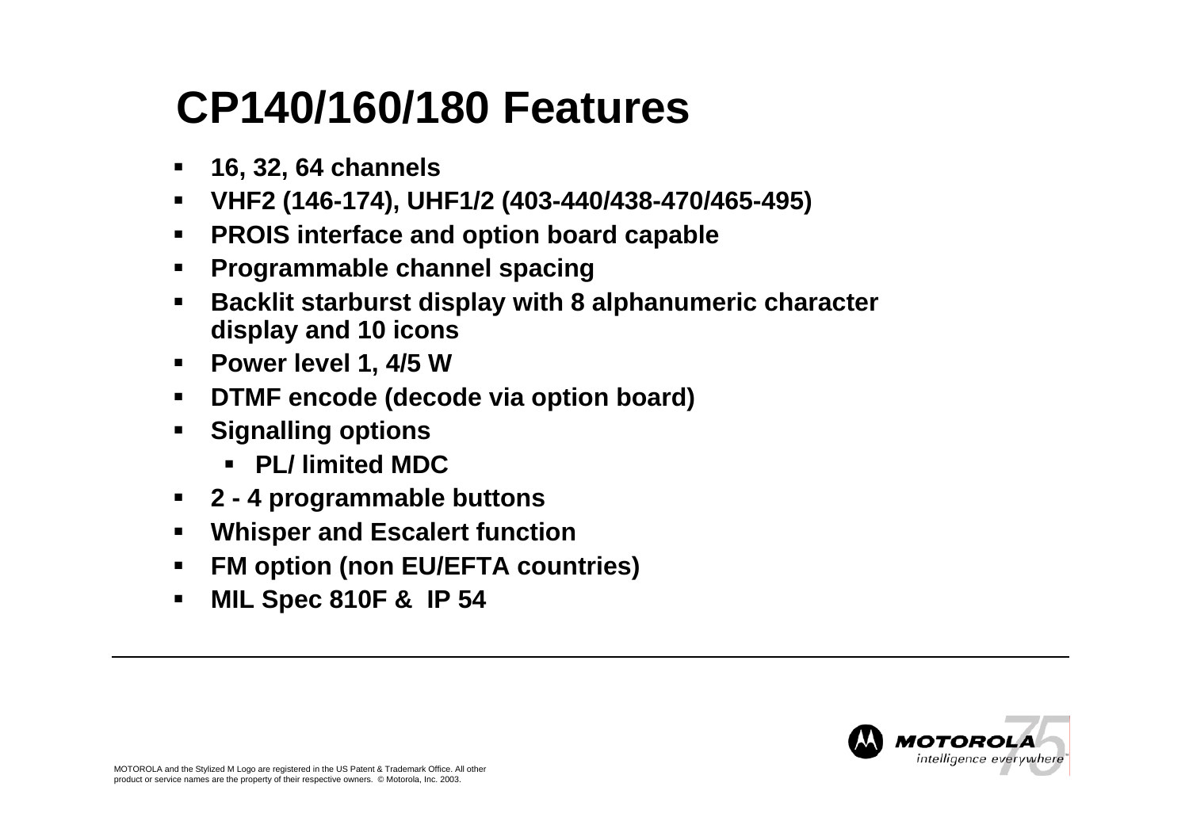# CP140/160/180 Features

- 16, 32, 64 channels
- VHF2 (146-174), UHF1/2 (403-440/438-470/465-495)
- PROIS interface and option board capable
- Programmable channel spacing
- Backlit starburst display with 8 alphanumeric character display and 10 icons
- Power level 1, 4/5 W
- DTMF encode (decode via option board)
- Signalling options
  - PL/ limited MDC
- 2 - 4 programmable buttons
- Whisper and Escalert function
- FM option (non EU/EFTA countries)
- MIL Spec 810F & IP 54

MOTOROLA and the Stylized M Logo are registered in the US Patent & Trademark Office. All other product or service names are the property of their respective owners. © Motorola, Inc. 2003.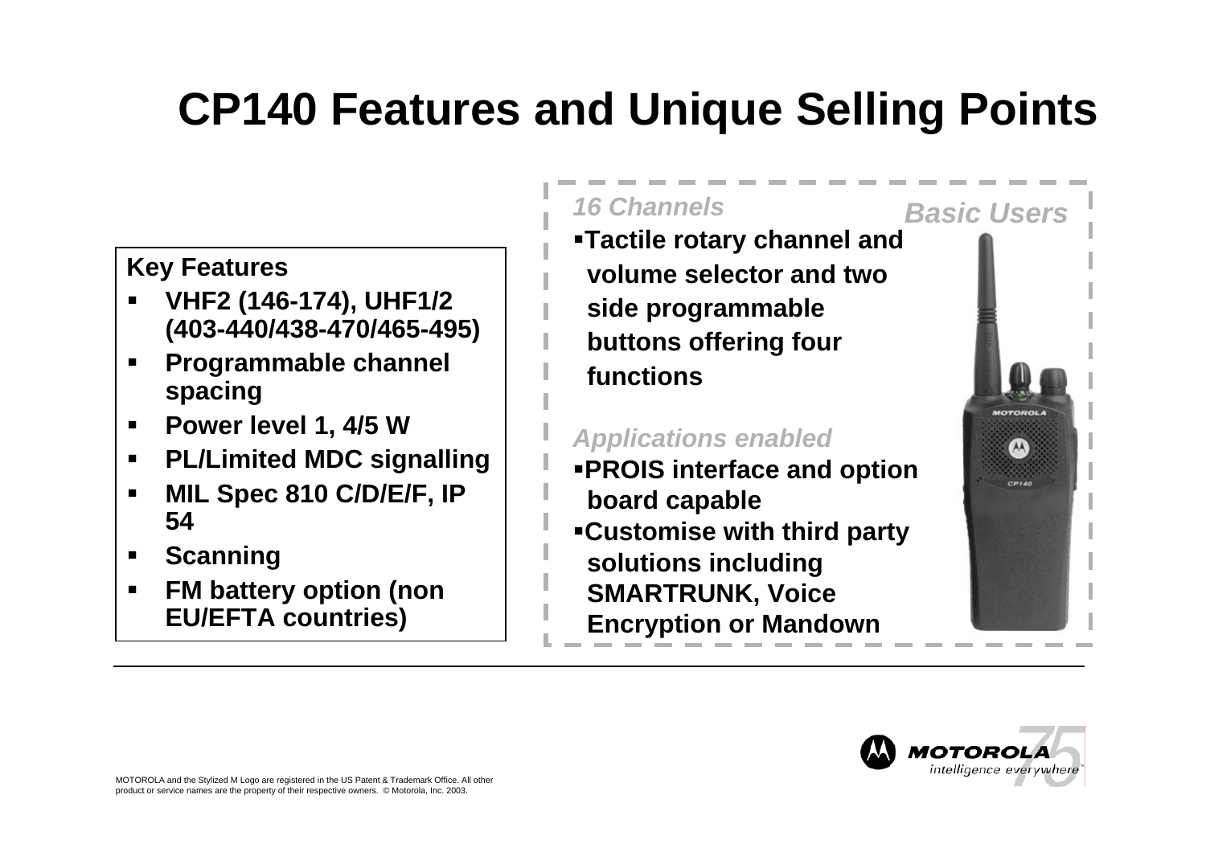# CP140 Features and Unique Selling Points

**Key Features**

- **VHF2 (146-174), UHF1/2 (403-440/438-470/465-495)**
- **Programmable channel spacing**
- **Power level 1, 4/5 W**
- **PL/Limited MDC signalling**
- **MIL Spec 810 C/D/E/F, IP 54**
- **Scanning**
- **FM battery option (non EU/EFTA countries)**

***Basic Users***

***16 Channels***

- **Tactile rotary channel and volume selector and two side programmable buttons offering four functions**

***Applications enabled***

- **PROIS interface and option board capable**
- **Customise with third party solutions including SMARTRUNK, Voice Encryption or Mandown**

MOTOROLA and the Stylized M Logo are registered in the US Patent & Trademark Office. All other product or service names are the property of their respective owners. © Motorola, Inc. 2003.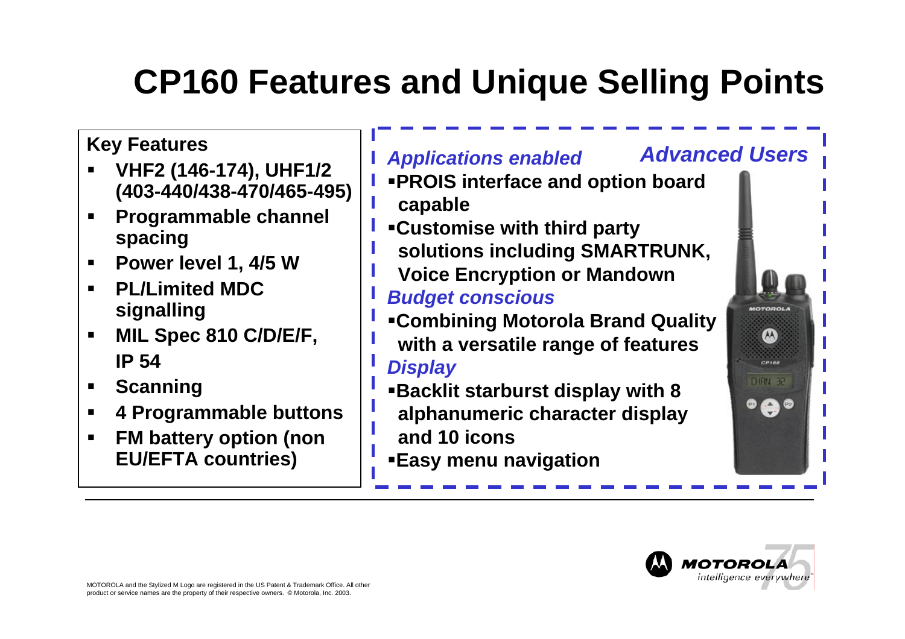# CP160 Features and Unique Selling Points

**Key Features**

- **VHF2 (146-174), UHF1/2 (403-440/438-470/465-495)**
- **Programmable channel spacing**
- **Power level 1, 4/5 W**
- **PL/Limited MDC signalling**
- **MIL Spec 810 C/D/E/F, IP 54**
- **Scanning**
- **4 Programmable buttons**
- **FM battery option (non EU/EFTA countries)**

***Advanced Users***

***Applications enabled***

- **PROIS interface and option board capable**
- **Customise with third party solutions including SMARTRUNK, Voice Encryption or Mandown**

***Budget conscious***

- **Combining Motorola Brand Quality with a versatile range of features**

***Display***

- **Backlit starburst display with 8 alphanumeric character display and 10 icons**
- **Easy menu navigation**

MOTOROLA and the Stylized M Logo are registered in the US Patent & Trademark Office. All other product or service names are the property of their respective owners. © Motorola, Inc. 2003.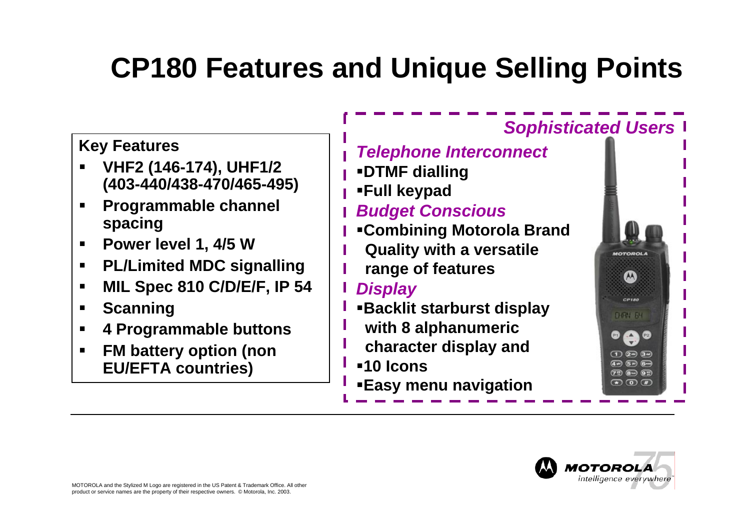# CP180 Features and Unique Selling Points

**Key Features**

- **VHF2 (146-174), UHF1/2 (403-440/438-470/465-495)**
- **Programmable channel spacing**
- **Power level 1, 4/5 W**
- **PL/Limited MDC signalling**
- **MIL Spec 810 C/D/E/F, IP 54**
- **Scanning**
- **4 Programmable buttons**
- **FM battery option (non EU/EFTA countries)**

***Sophisticated Users***

***Telephone Interconnect***

- **DTMF dialling**
- **Full keypad**

***Budget Conscious***

- **Combining Motorola Brand Quality with a versatile range of features**

***Display***

- **Backlit starburst display with 8 alphanumeric character display and**
- **10 Icons**
- **Easy menu navigation**

MOTOROLA and the Stylized M Logo are registered in the US Patent & Trademark Office. All other product or service names are the property of their respective owners. © Motorola, Inc. 2003.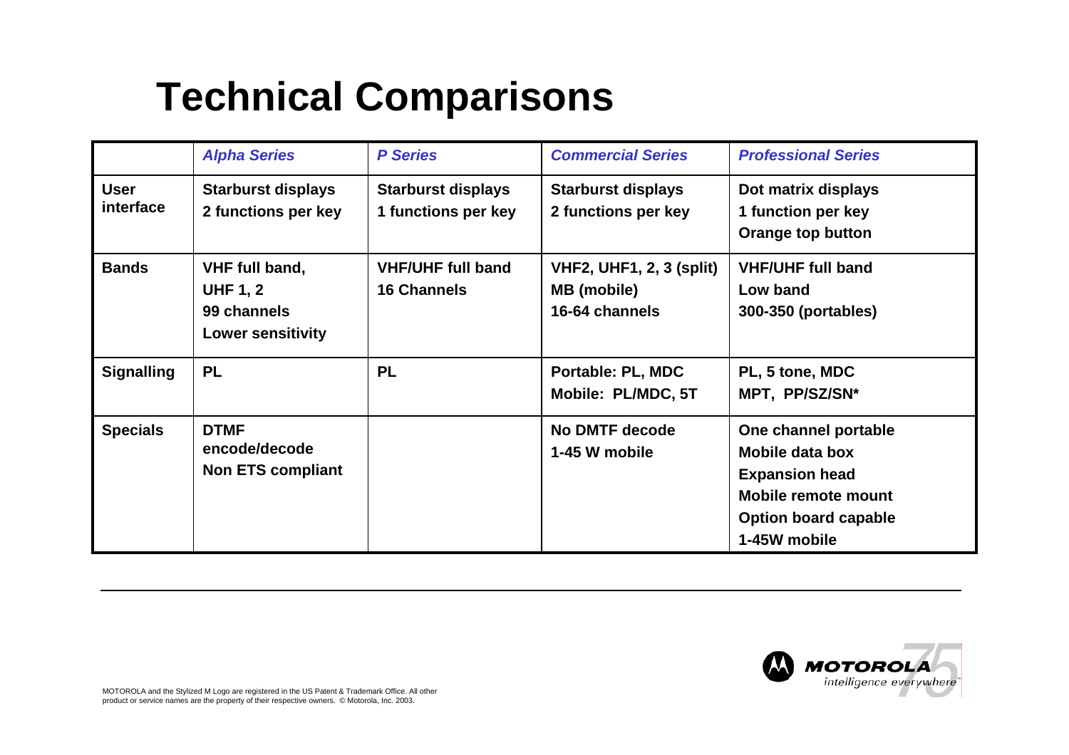# Technical Comparisons

| | *Alpha Series* | *P Series* | *Commercial Series* | *Professional Series* |
|---|---|---|---|---|
| **User interface** | **Starburst displays**<br>**2 functions per key** | **Starburst displays**<br>**1 functions per key** | **Starburst displays**<br>**2 functions per key** | **Dot matrix displays**<br>**1 function per key**<br>**Orange top button** |
| **Bands** | **VHF full band,**<br>**UHF 1, 2**<br>**99 channels**<br>**Lower sensitivity** | **VHF/UHF full band**<br>**16 Channels** | **VHF2, UHF1, 2, 3 (split)**<br>**MB (mobile)**<br>**16-64 channels** | **VHF/UHF full band**<br>**Low band**<br>**300-350 (portables)** |
| **Signalling** | **PL** | **PL** | **Portable: PL, MDC**<br>**Mobile: PL/MDC, 5T** | **PL, 5 tone, MDC**<br>**MPT, PP/SZ/SN*** |
| **Specials** | **DTMF encode/decode**<br>**Non ETS compliant** | | **No DMTF decode**<br>**1-45 W mobile** | **One channel portable**<br>**Mobile data box**<br>**Expansion head**<br>**Mobile remote mount**<br>**Option board capable**<br>**1-45W mobile** |

MOTOROLA and the Stylized M Logo are registered in the US Patent & Trademark Office. All other product or service names are the property of their respective owners. © Motorola, Inc. 2003.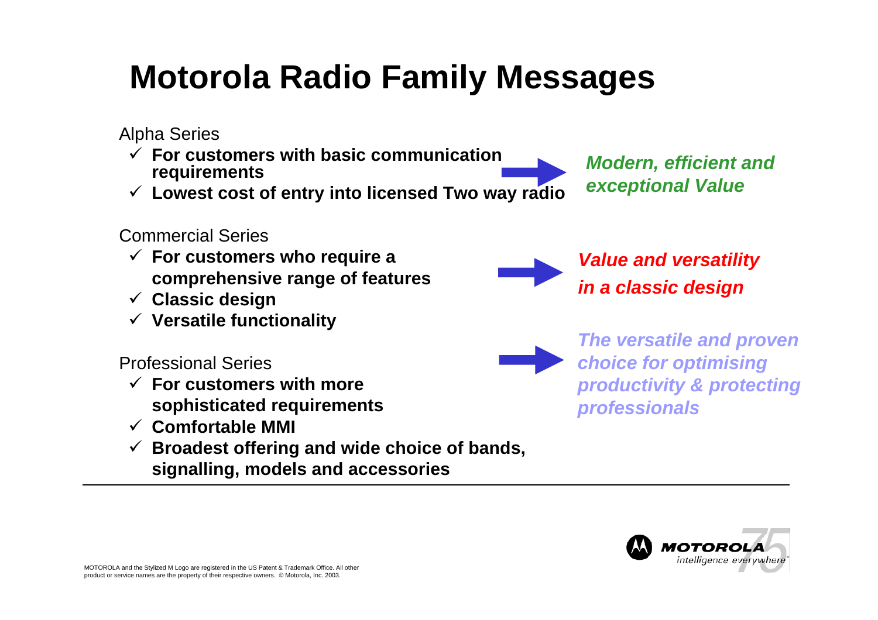# Motorola Radio Family Messages

Alpha Series

- ✓ **For customers with basic communication requirements**
- ✓ **Lowest cost of entry into licensed Two way radio**

→ ***Modern, efficient and exceptional Value***

Commercial Series

- ✓ **For customers who require a comprehensive range of features**
- ✓ **Classic design**
- ✓ **Versatile functionality**

→ ***Value and versatility in a classic design***

Professional Series

- ✓ **For customers with more sophisticated requirements**
- ✓ **Comfortable MMI**
- ✓ **Broadest offering and wide choice of bands, signalling, models and accessories**

→ ***The versatile and proven choice for optimising productivity & protecting professionals***

MOTOROLA and the Stylized M Logo are registered in the US Patent & Trademark Office. All other product or service names are the property of their respective owners. © Motorola, Inc. 2003.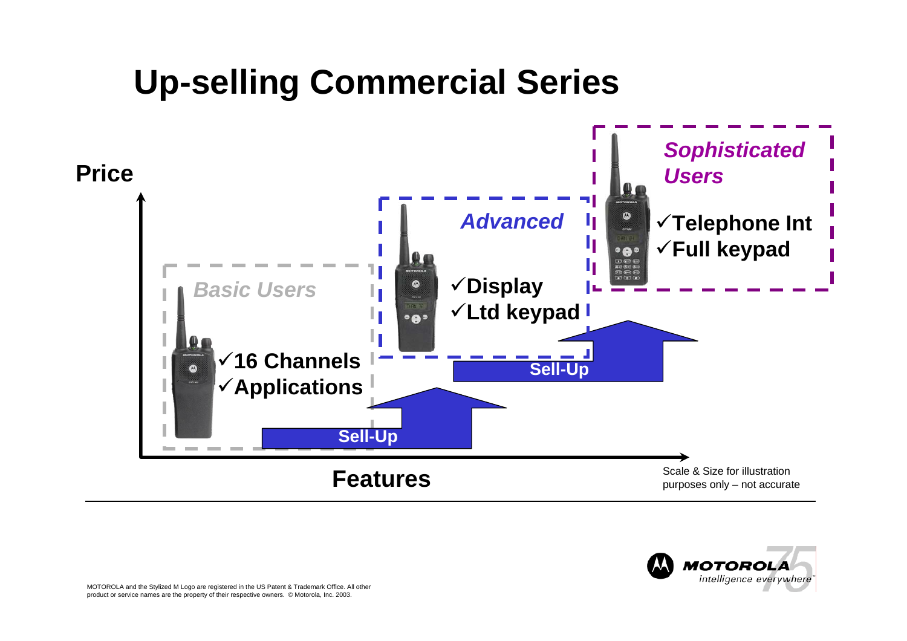# Up-selling Commercial Series

Price

*Basic Users*

- ✓16 Channels
- ✓Applications

Sell-Up

*Advanced*

- ✓Display
- ✓Ltd keypad

Sell-Up

*Sophisticated Users*

- ✓Telephone Int
- ✓Full keypad

Features

Scale & Size for illustration purposes only – not accurate

MOTOROLA and the Stylized M Logo are registered in the US Patent & Trademark Office. All other product or service names are the property of their respective owners. © Motorola, Inc. 2003.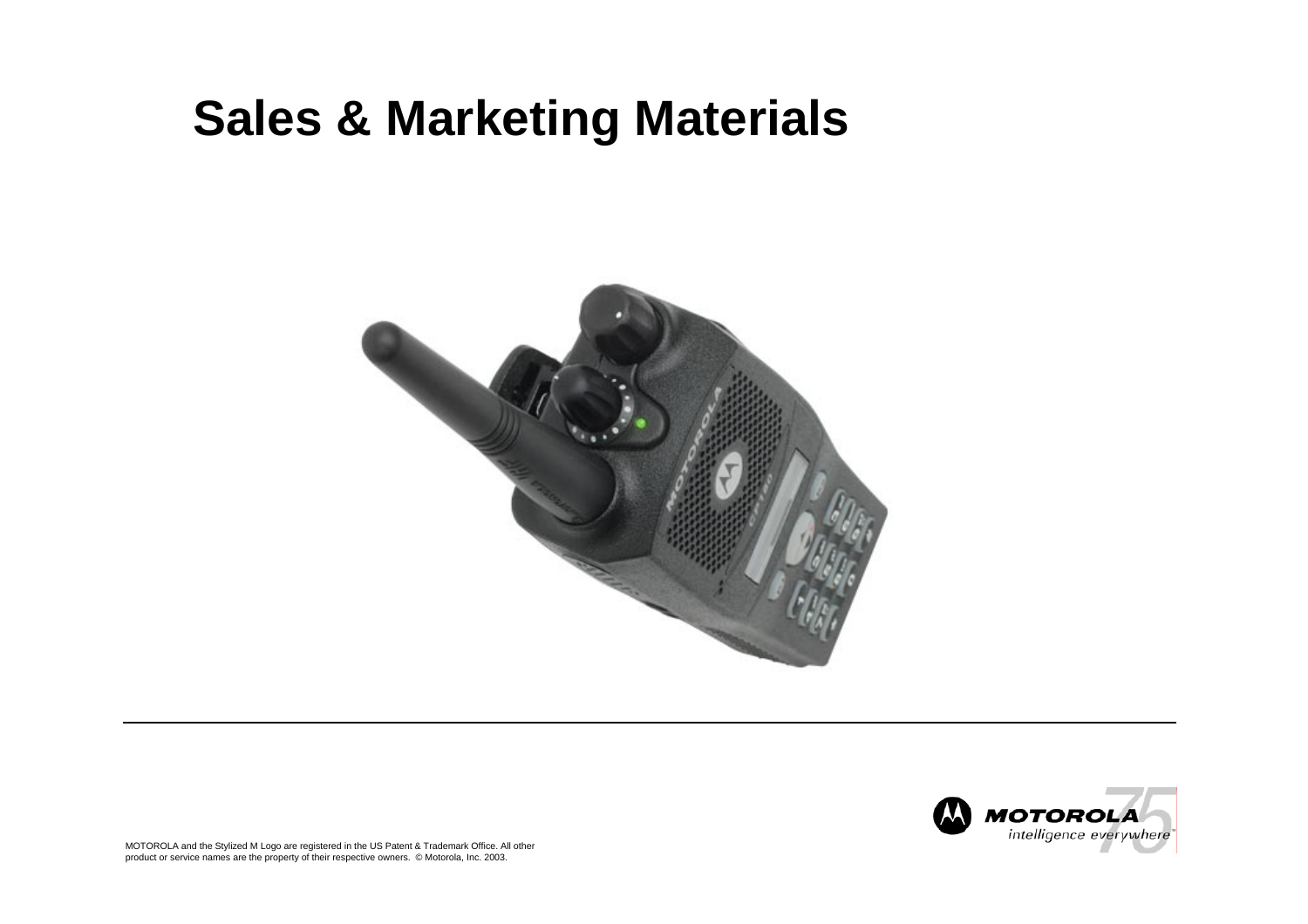# Sales & Marketing Materials

MOTOROLA and the Stylized M Logo are registered in the US Patent & Trademark Office. All other product or service names are the property of their respective owners. © Motorola, Inc. 2003.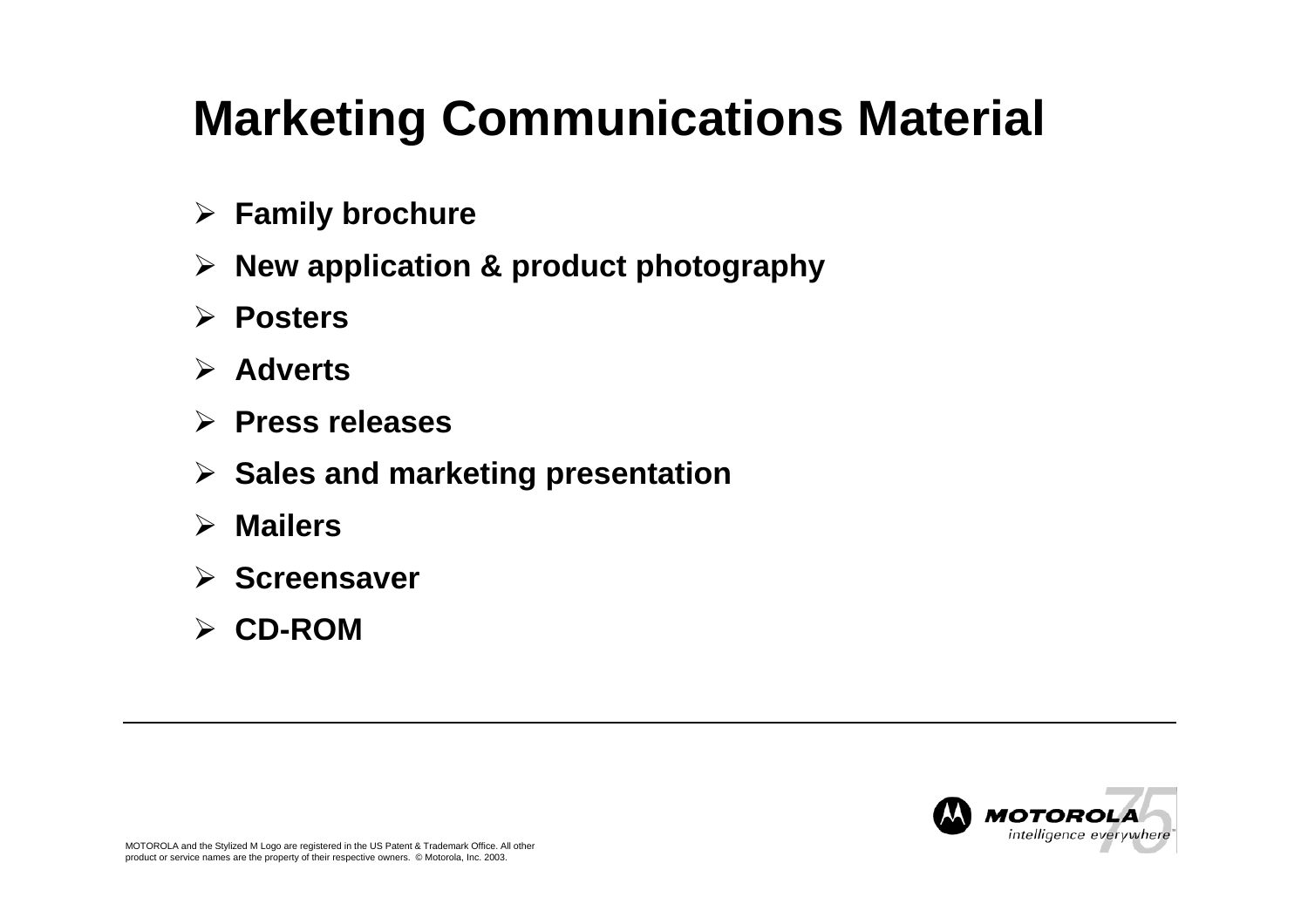# Marketing Communications Material

- **Family brochure**
- **New application & product photography**
- **Posters**
- **Adverts**
- **Press releases**
- **Sales and marketing presentation**
- **Mailers**
- **Screensaver**
- **CD-ROM**

MOTOROLA and the Stylized M Logo are registered in the US Patent & Trademark Office. All other product or service names are the property of their respective owners. © Motorola, Inc. 2003.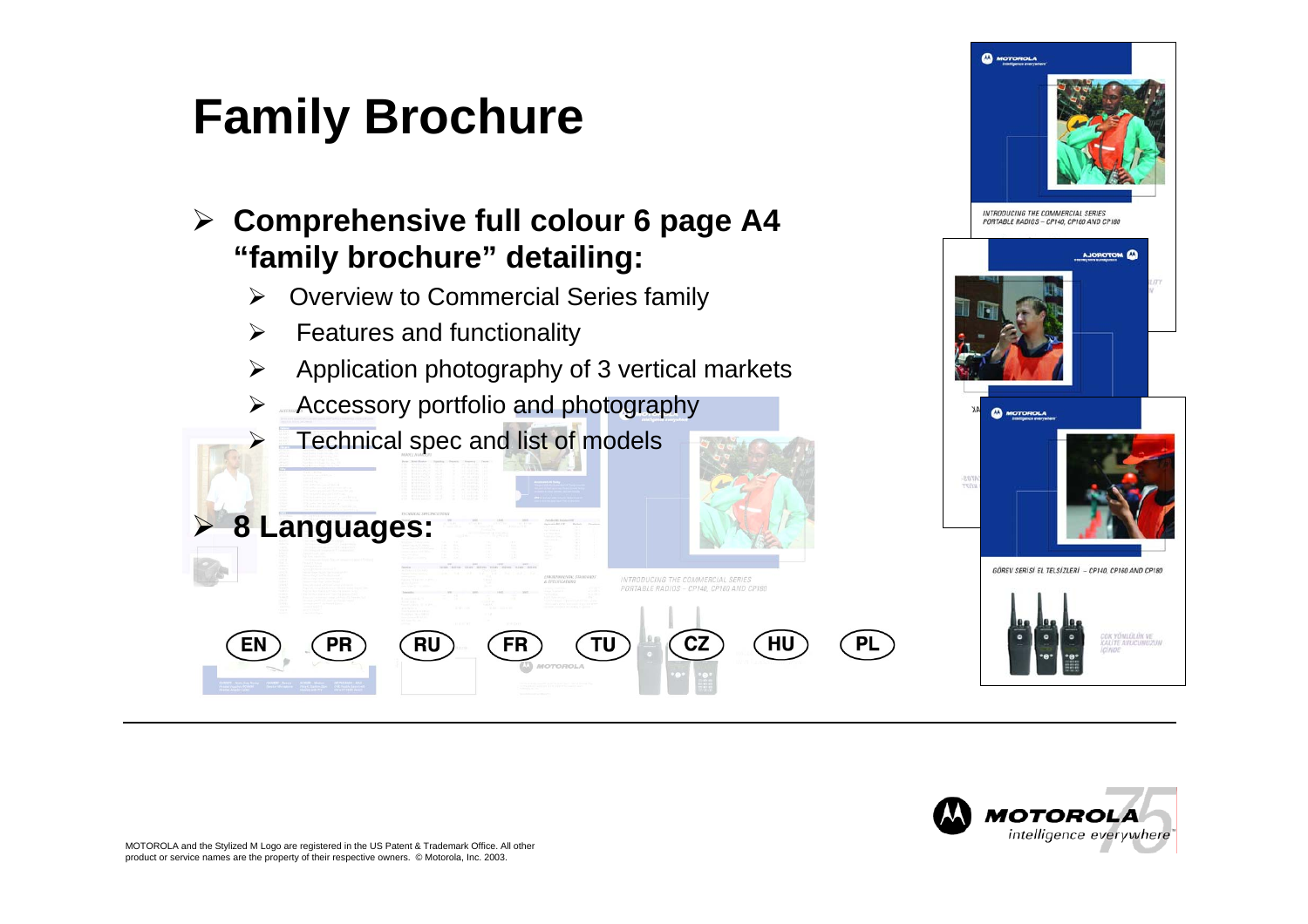# Family Brochure

- **Comprehensive full colour 6 page A4 "family brochure" detailing:**
  - Overview to Commercial Series family
  - Features and functionality
  - Application photography of 3 vertical markets
  - Accessory portfolio and photography
  - Technical spec and list of models
- **8 Languages:**

EN PR RU FR TU CZ HU PL

MOTOROLA and the Stylized M Logo are registered in the US Patent & Trademark Office. All other product or service names are the property of their respective owners. © Motorola, Inc. 2003.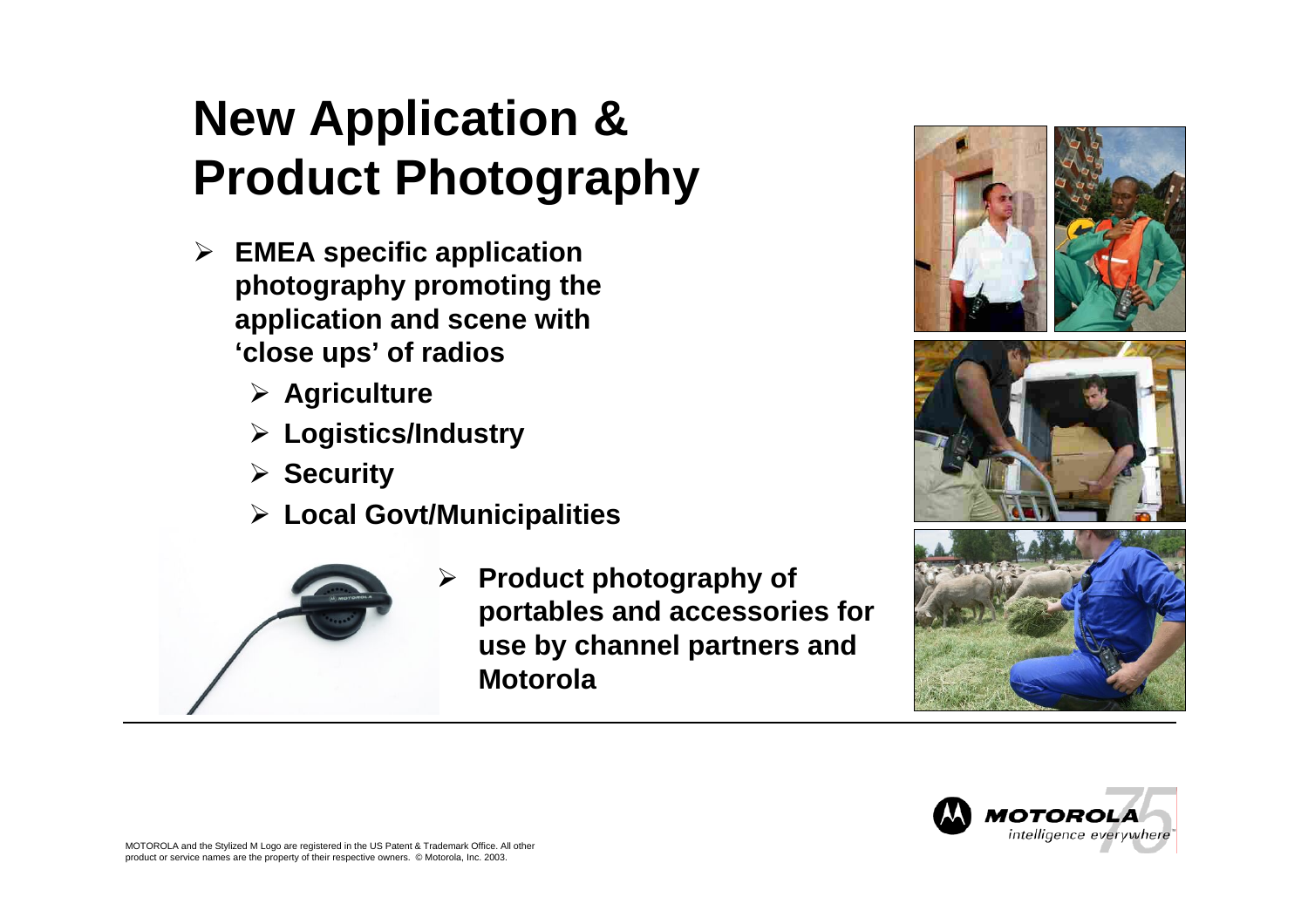# New Application & Product Photography

- **EMEA specific application photography promoting the application and scene with 'close ups' of radios**
  - **Agriculture**
  - **Logistics/Industry**
  - **Security**
  - **Local Govt/Municipalities**
- **Product photography of portables and accessories for use by channel partners and Motorola**

MOTOROLA and the Stylized M Logo are registered in the US Patent & Trademark Office. All other product or service names are the property of their respective owners. © Motorola, Inc. 2003.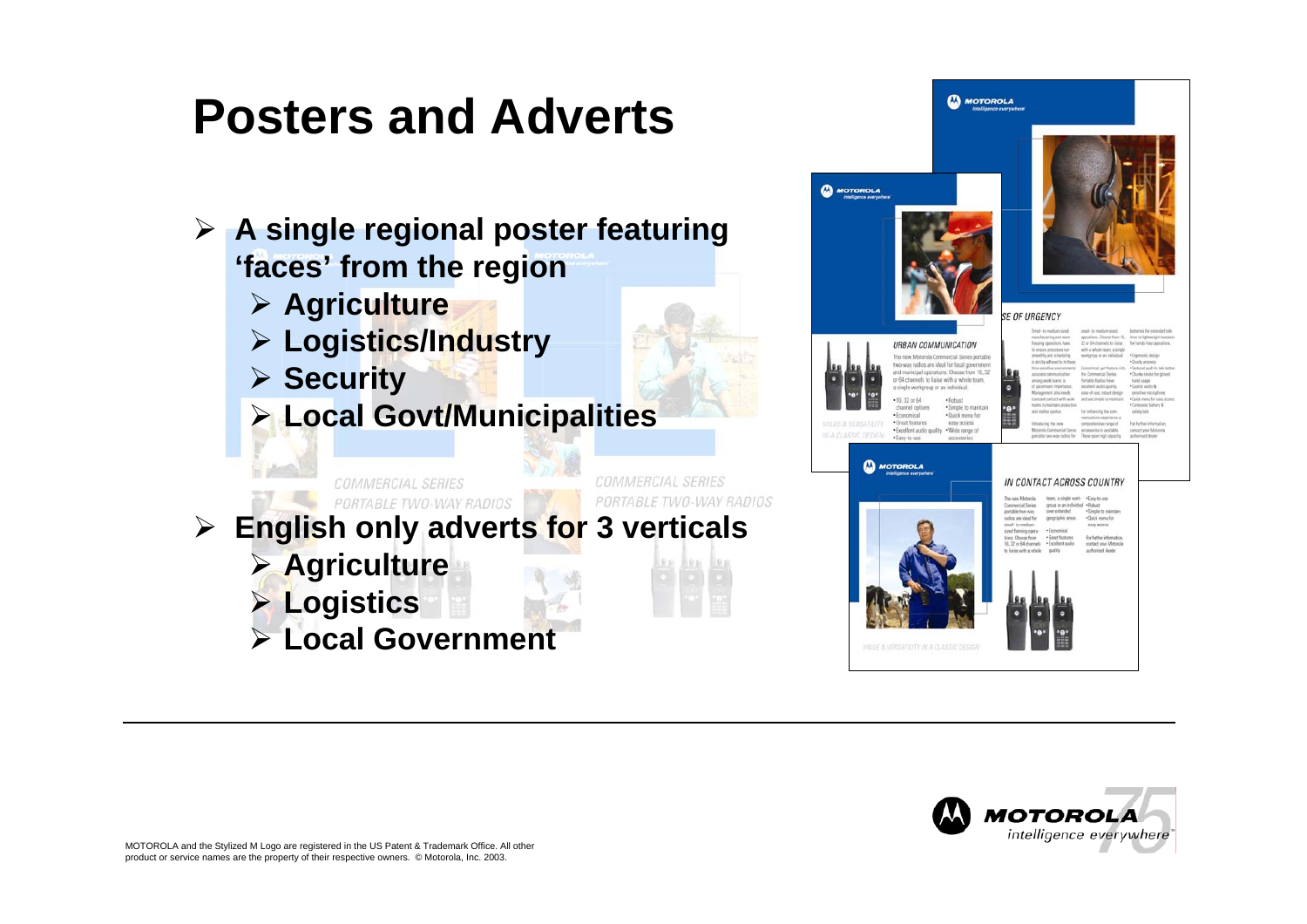# Posters and Adverts

- **A single regional poster featuring 'faces' from the region**
  - **Agriculture**
  - **Logistics/Industry**
  - **Security**
  - **Local Govt/Municipalities**
- **English only adverts for 3 verticals**
  - **Agriculture**
  - **Logistics**
  - **Local Government**

MOTOROLA and the Stylized M Logo are registered in the US Patent & Trademark Office. All other product or service names are the property of their respective owners. © Motorola, Inc. 2003.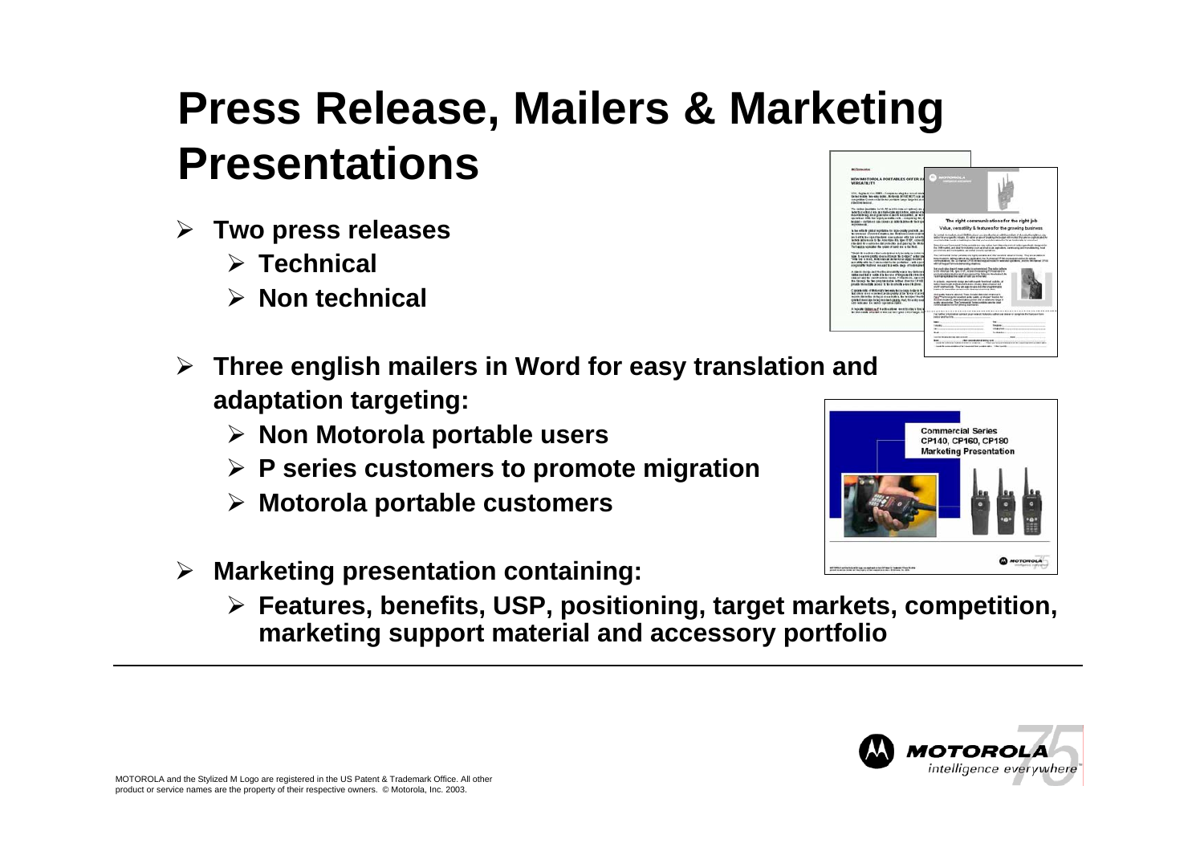# Press Release, Mailers & Marketing Presentations

- **Two press releases**
  - **Technical**
  - **Non technical**
- **Three english mailers in Word for easy translation and adaptation targeting:**
  - **Non Motorola portable users**
  - **P series customers to promote migration**
  - **Motorola portable customers**
- **Marketing presentation containing:**
  - **Features, benefits, USP, positioning, target markets, competition, marketing support material and accessory portfolio**

MOTOROLA and the Stylized M Logo are registered in the US Patent & Trademark Office. All other product or service names are the property of their respective owners. © Motorola, Inc. 2003.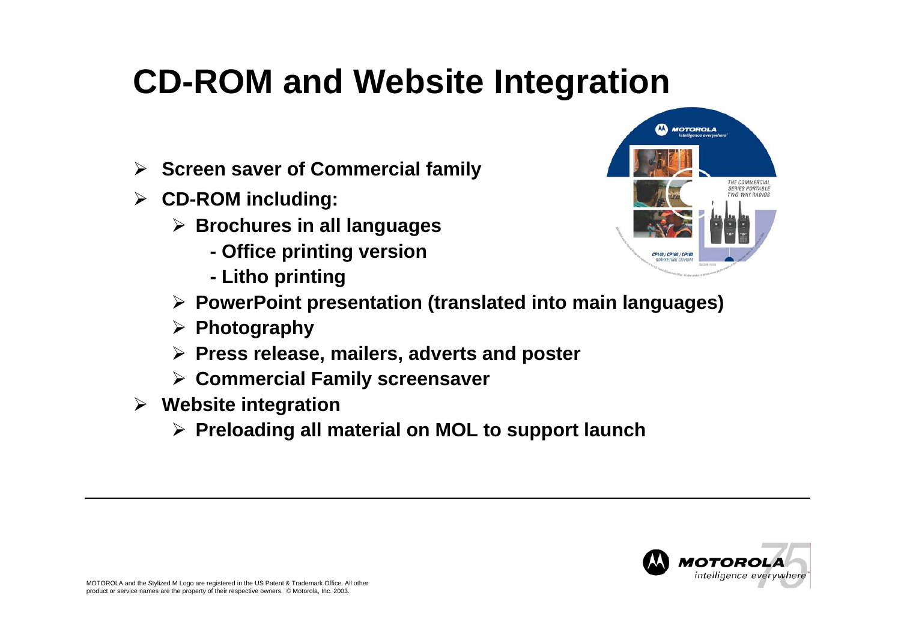# CD-ROM and Website Integration

- **Screen saver of Commercial family**
- **CD-ROM including:**
  - **Brochures in all languages**
    - **- Office printing version**
    - **- Litho printing**
  - **PowerPoint presentation (translated into main languages)**
  - **Photography**
  - **Press release, mailers, adverts and poster**
  - **Commercial Family screensaver**
- **Website integration**
  - **Preloading all material on MOL to support launch**

MOTOROLA and the Stylized M Logo are registered in the US Patent & Trademark Office. All other product or service names are the property of their respective owners. © Motorola, Inc. 2003.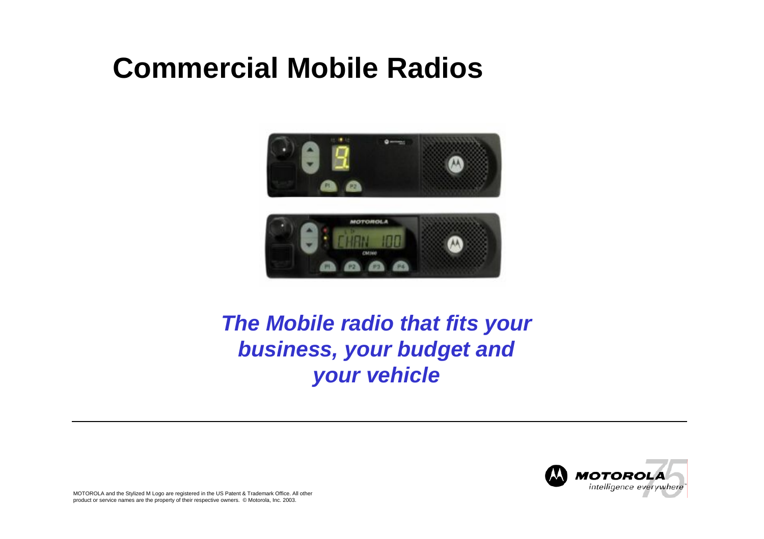# Commercial Mobile Radios

***The Mobile radio that fits your business, your budget and your vehicle***

MOTOROLA and the Stylized M Logo are registered in the US Patent & Trademark Office. All other product or service names are the property of their respective owners. © Motorola, Inc. 2003.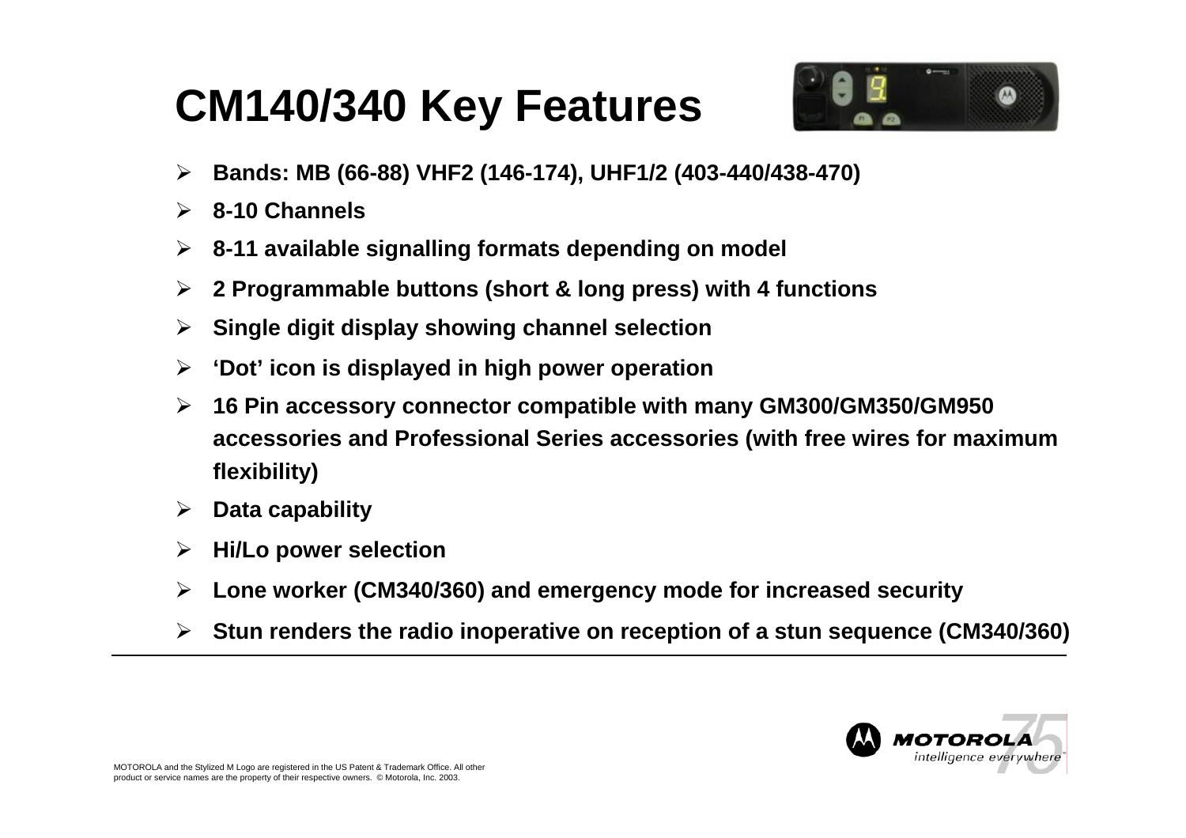# CM140/340 Key Features

- **Bands: MB (66-88) VHF2 (146-174), UHF1/2 (403-440/438-470)**
- **8-10 Channels**
- **8-11 available signalling formats depending on model**
- **2 Programmable buttons (short & long press) with 4 functions**
- **Single digit display showing channel selection**
- **'Dot' icon is displayed in high power operation**
- **16 Pin accessory connector compatible with many GM300/GM350/GM950 accessories and Professional Series accessories (with free wires for maximum flexibility)**
- **Data capability**
- **Hi/Lo power selection**
- **Lone worker (CM340/360) and emergency mode for increased security**
- **Stun renders the radio inoperative on reception of a stun sequence (CM340/360)**

MOTOROLA and the Stylized M Logo are registered in the US Patent & Trademark Office. All other product or service names are the property of their respective owners. © Motorola, Inc. 2003.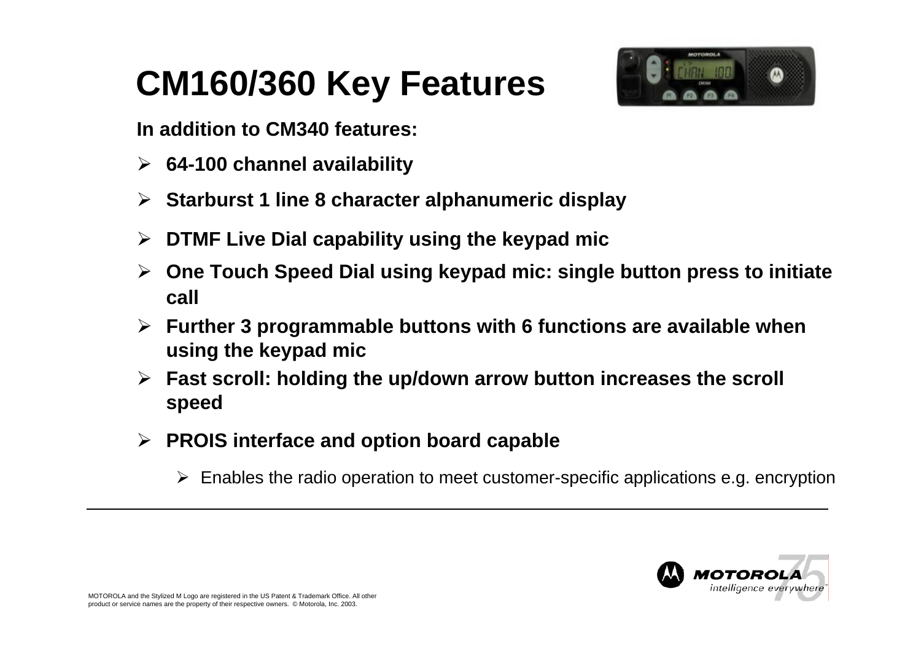# CM160/360 Key Features

**In addition to CM340 features:**

- **64-100 channel availability**
- **Starburst 1 line 8 character alphanumeric display**
- **DTMF Live Dial capability using the keypad mic**
- **One Touch Speed Dial using keypad mic: single button press to initiate call**
- **Further 3 programmable buttons with 6 functions are available when using the keypad mic**
- **Fast scroll: holding the up/down arrow button increases the scroll speed**
- **PROIS interface and option board capable**
  - Enables the radio operation to meet customer-specific applications e.g. encryption

MOTOROLA and the Stylized M Logo are registered in the US Patent & Trademark Office. All other product or service names are the property of their respective owners. © Motorola, Inc. 2003.

MOTOROLA intelligence everywhere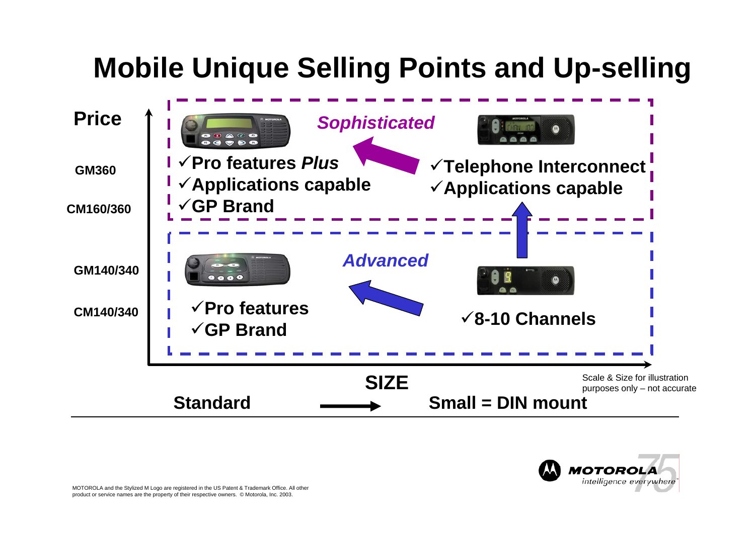# Mobile Unique Selling Points and Up-selling

Price

GM360

CM160/360

GM140/340

CM140/340

*Sophisticated*

✓Pro features *Plus*
✓Applications capable
✓GP Brand

✓Telephone Interconnect
✓Applications capable

*Advanced*

✓Pro features
✓GP Brand

✓8-10 Channels

SIZE

Standard → Small = DIN mount

Scale & Size for illustration purposes only – not accurate

MOTOROLA and the Stylized M Logo are registered in the US Patent & Trademark Office. All other product or service names are the property of their respective owners. © Motorola, Inc. 2003.

MOTOROLA intelligence everywhere